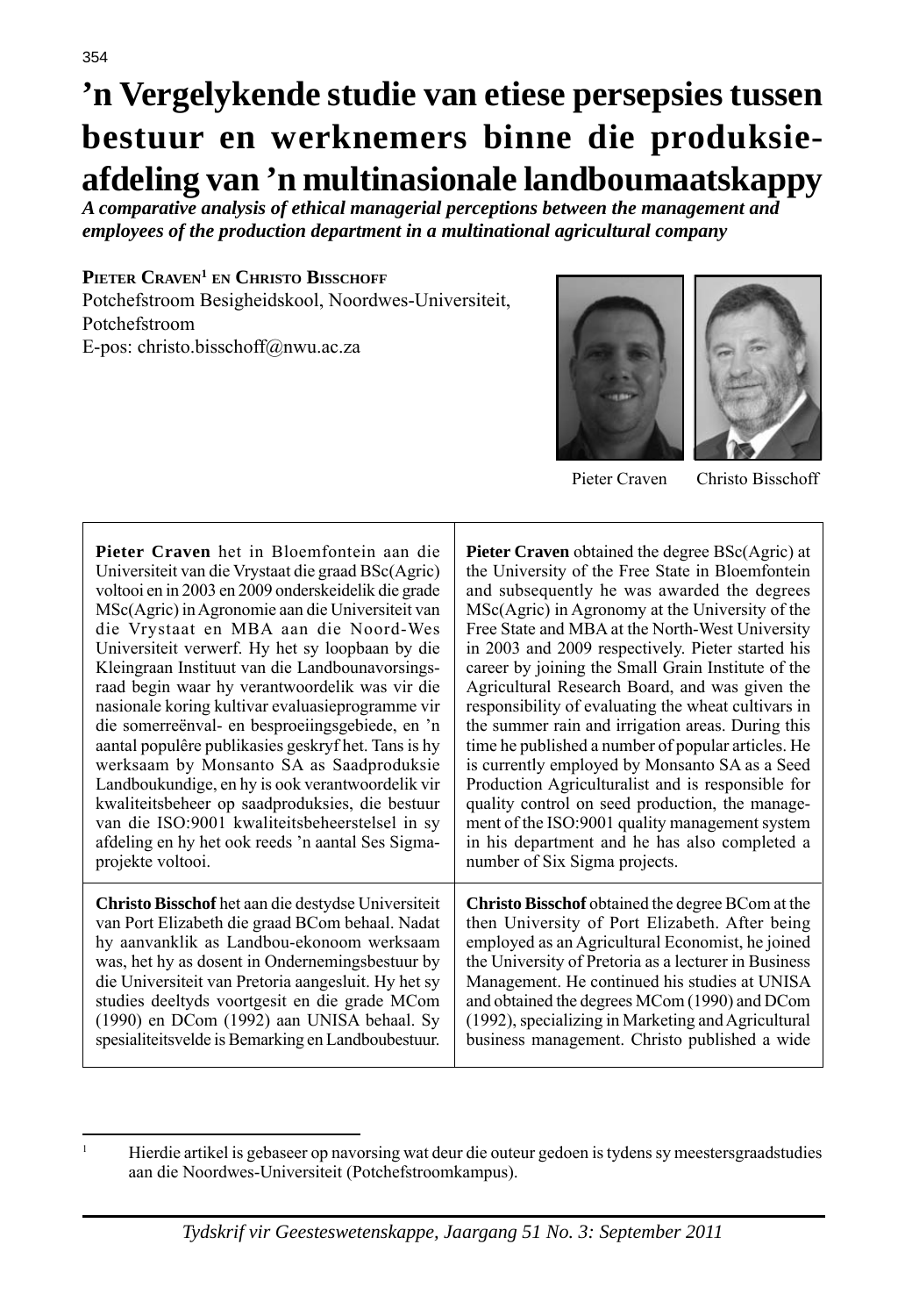# ’n Vergelykende studie van etiese persepsies tussen bestuur en werknemers binne die produksie-afdeling van ’n multinasionale landboumaatskappy

*A comparative analysis of ethical managerial perceptions between the management and employees of the production department in a multinational agricultural company*

**Pieter Craven[1] en Christo Bisschoff**
Potchefstroom Besigheidskool, Noordwes-Universiteit, Potchefstroom
E-pos: christo.bisschoff@nwu.ac.za

Pieter Craven    Christo Bisschoff

**Pieter Craven** het in Bloemfontein aan die Universiteit van die Vrystaat die graad BSc(Agric) voltooi en in 2003 en 2009 onderskeidelik die grade MSc(Agric) in Agronomie aan die Universiteit van die Vrystaat en MBA aan die Noord-Wes Universiteit verwerf. Hy het sy loopbaan by die Kleingraan Instituut van die Landbounavorsingsraad begin waar hy verantwoordelik was vir die nasionale koring kultivar evaluasieprogramme vir die somerreënval- en besproeiingsgebiede, en ’n aantal populêre publikasies geskryf het. Tans is hy werksaam by Monsanto SA as Saadproduksie Landboukundige, en hy is ook verantwoordelik vir kwaliteitsbeheer op saadproduksies, die bestuur van die ISO:9001 kwaliteitsbeheerstelsel in sy afdeling en hy het ook reeds ’n aantal Ses Sigma-projekte voltooi.

**Pieter Craven** obtained the degree BSc(Agric) at the University of the Free State in Bloemfontein and subsequently he was awarded the degrees MSc(Agric) in Agronomy at the University of the Free State and MBA at the North-West University in 2003 and 2009 respectively. Pieter started his career by joining the Small Grain Institute of the Agricultural Research Board, and was given the responsibility of evaluating the wheat cultivars in the summer rain and irrigation areas. During this time he published a number of popular articles. He is currently employed by Monsanto SA as a Seed Production Agriculturalist and is responsible for quality control on seed production, the management of the ISO:9001 quality management system in his department and he has also completed a number of Six Sigma projects.

**Christo Bisschof** het aan die destydse Universiteit van Port Elizabeth die graad BCom behaal. Nadat hy aanvanklik as Landbou-ekonoom werksaam was, het hy as dosent in Ondernemingsbestuur by die Universiteit van Pretoria aangesluit. Hy het sy studies deeltyds voortgesit en die grade MCom (1990) en DCom (1992) aan UNISA behaal. Sy spesialiteitsvelde is Bemarking en Landboubestuur.

**Christo Bisschof** obtained the degree BCom at the then University of Port Elizabeth. After being employed as an Agricultural Economist, he joined the University of Pretoria as a lecturer in Business Management. He continued his studies at UNISA and obtained the degrees MCom (1990) and DCom (1992), specializing in Marketing and Agricultural business management. Christo published a wide

[1] Hierdie artikel is gebaseer op navorsing wat deur die outeur gedoen is tydens sy meestersgraadstudies aan die Noordwes-Universiteit (Potchefstroomkampus).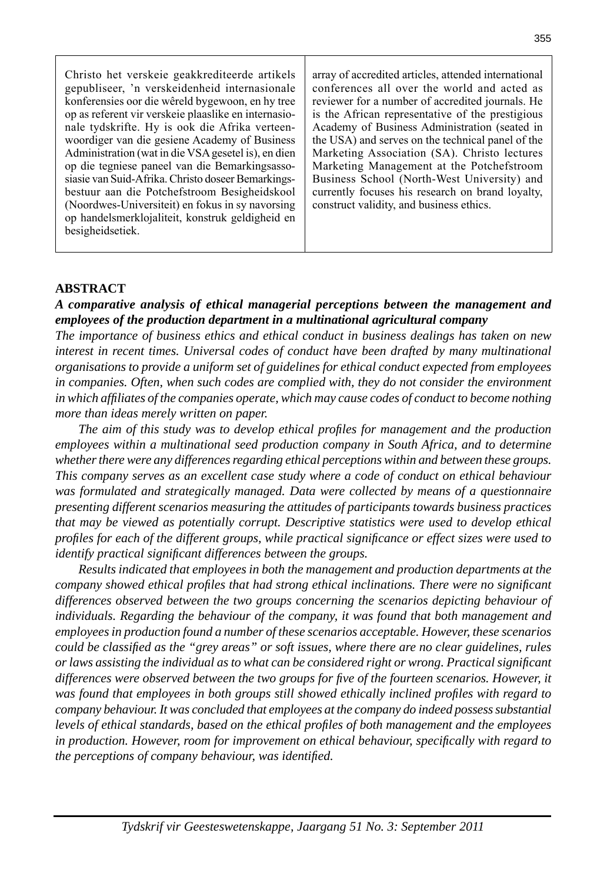Christo het verskeie geakkrediteerde artikels gepubliseer, 'n verskeidenheid internasionale konferensies oor die wêreld bygewoon, en hy tree op as referent vir verskeie plaaslike en internasionale tydskrifte. Hy is ook die Afrika verteenwoordiger van die gesiene Academy of Business Administration (wat in die VSA gesetel is), en dien op die tegniese paneel van die Bemarkingsassosiasie van Suid-Afrika. Christo doseer Bemarkingsbestuur aan die Potchefstroom Besigheidskool (Noordwes-Universiteit) en fokus in sy navorsing op handelsmerklojaliteit, konstruk geldigheid en besigheidsetiek.

array of accredited articles, attended international conferences all over the world and acted as reviewer for a number of accredited journals. He is the African representative of the prestigious Academy of Business Administration (seated in the USA) and serves on the technical panel of the Marketing Association (SA). Christo lectures Marketing Management at the Potchefstroom Business School (North-West University) and currently focuses his research on brand loyalty, construct validity, and business ethics.

## ABSTRACT

***A comparative analysis of ethical managerial perceptions between the management and employees of the production department in a multinational agricultural company***

*The importance of business ethics and ethical conduct in business dealings has taken on new interest in recent times. Universal codes of conduct have been drafted by many multinational organisations to provide a uniform set of guidelines for ethical conduct expected from employees in companies. Often, when such codes are complied with, they do not consider the environment in which affiliates of the companies operate, which may cause codes of conduct to become nothing more than ideas merely written on paper.*

*The aim of this study was to develop ethical profiles for management and the production employees within a multinational seed production company in South Africa, and to determine whether there were any differences regarding ethical perceptions within and between these groups. This company serves as an excellent case study where a code of conduct on ethical behaviour was formulated and strategically managed. Data were collected by means of a questionnaire presenting different scenarios measuring the attitudes of participants towards business practices that may be viewed as potentially corrupt. Descriptive statistics were used to develop ethical profiles for each of the different groups, while practical significance or effect sizes were used to identify practical significant differences between the groups.*

*Results indicated that employees in both the management and production departments at the company showed ethical profiles that had strong ethical inclinations. There were no significant differences observed between the two groups concerning the scenarios depicting behaviour of individuals. Regarding the behaviour of the company, it was found that both management and employees in production found a number of these scenarios acceptable. However, these scenarios could be classified as the "grey areas" or soft issues, where there are no clear guidelines, rules or laws assisting the individual as to what can be considered right or wrong. Practical significant differences were observed between the two groups for five of the fourteen scenarios. However, it was found that employees in both groups still showed ethically inclined profiles with regard to company behaviour. It was concluded that employees at the company do indeed possess substantial levels of ethical standards, based on the ethical profiles of both management and the employees in production. However, room for improvement on ethical behaviour, specifically with regard to the perceptions of company behaviour, was identified.*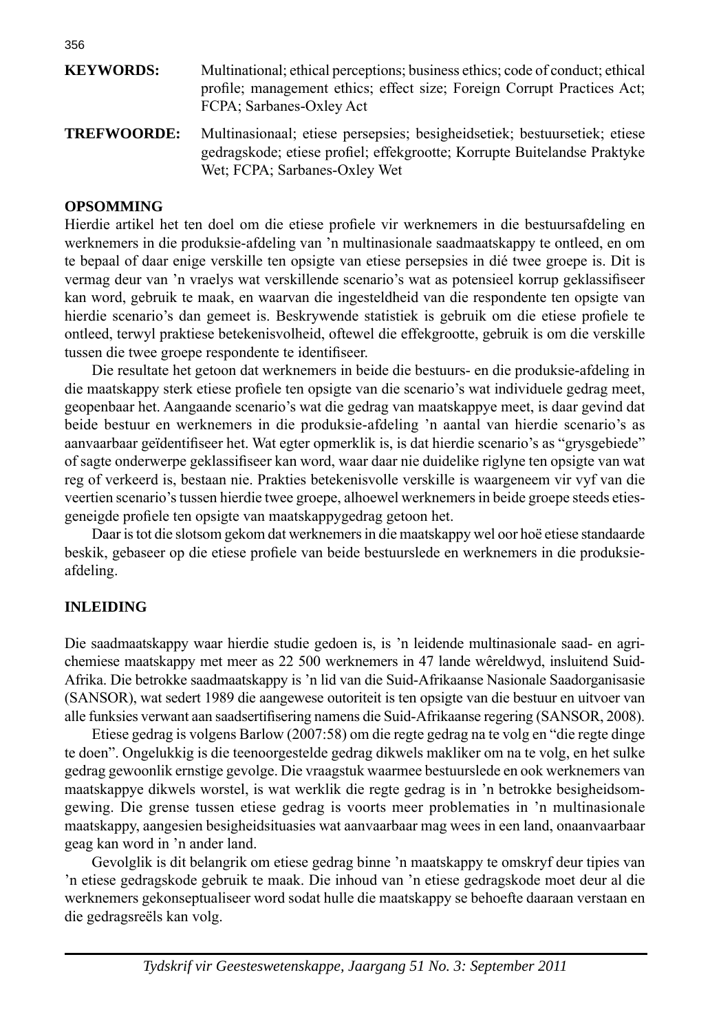**KEYWORDS:** Multinational; ethical perceptions; business ethics; code of conduct; ethical profile; management ethics; effect size; Foreign Corrupt Practices Act; FCPA; Sarbanes-Oxley Act

**TREFWOORDE:** Multinasionaal; etiese persepsies; besigheidsetiek; bestuursetiek; etiese gedragskode; etiese profiel; effekgrootte; Korrupte Buitelandse Praktyke Wet; FCPA; Sarbanes-Oxley Wet

## OPSOMMING

Hierdie artikel het ten doel om die etiese profiele vir werknemers in die bestuursafdeling en werknemers in die produksie-afdeling van 'n multinasionale saadmaatskappy te ontleed, en om te bepaal of daar enige verskille ten opsigte van etiese persepsies in dié twee groepe is. Dit is vermag deur van 'n vraelys wat verskillende scenario's wat as potensieel korrup geklassifiseer kan word, gebruik te maak, en waarvan die ingesteldheid van die respondente ten opsigte van hierdie scenario's dan gemeet is. Beskrywende statistiek is gebruik om die etiese profiele te ontleed, terwyl praktiese betekenisvolheid, oftewel die effekgrootte, gebruik is om die verskille tussen die twee groepe respondente te identifiseer.

Die resultate het getoon dat werknemers in beide die bestuurs- en die produksie-afdeling in die maatskappy sterk etiese profiele ten opsigte van die scenario's wat individuele gedrag meet, geopenbaar het. Aangaande scenario's wat die gedrag van maatskappye meet, is daar gevind dat beide bestuur en werknemers in die produksie-afdeling 'n aantal van hierdie scenario's as aanvaarbaar geïdentifiseer het. Wat egter opmerklik is, is dat hierdie scenario's as "grysgebiede" of sagte onderwerpe geklassifiseer kan word, waar daar nie duidelike riglyne ten opsigte van wat reg of verkeerd is, bestaan nie. Prakties betekenisvolle verskille is waargeneem vir vyf van die veertien scenario's tussen hierdie twee groepe, alhoewel werknemers in beide groepe steeds etiesgeneigde profiele ten opsigte van maatskappygedrag getoon het.

Daar is tot die slotsom gekom dat werknemers in die maatskappy wel oor hoë etiese standaarde beskik, gebaseer op die etiese profiele van beide bestuurslede en werknemers in die produksie-afdeling.

## INLEIDING

Die saadmaatskappy waar hierdie studie gedoen is, is 'n leidende multinasionale saad- en agrichemiese maatskappy met meer as 22 500 werknemers in 47 lande wêreldwyd, insluitend Suid-Afrika. Die betrokke saadmaatskappy is 'n lid van die Suid-Afrikaanse Nasionale Saadorganisasie (SANSOR), wat sedert 1989 die aangewese outoriteit is ten opsigte van die bestuur en uitvoer van alle funksies verwant aan saadsertifisering namens die Suid-Afrikaanse regering (SANSOR, 2008).

Etiese gedrag is volgens Barlow (2007:58) om die regte gedrag na te volg en "die regte dinge te doen". Ongelukkig is die teenoorgestelde gedrag dikwels makliker om na te volg, en het sulke gedrag gewoonlik ernstige gevolge. Die vraagstuk waarmee bestuurslede en ook werknemers van maatskappye dikwels worstel, is wat werklik die regte gedrag is in 'n betrokke besigheidsomgewing. Die grense tussen etiese gedrag is voorts meer problematies in 'n multinasionale maatskappy, aangesien besigheidsituasies wat aanvaarbaar mag wees in een land, onaanvaarbaar geag kan word in 'n ander land.

Gevolglik is dit belangrik om etiese gedrag binne 'n maatskappy te omskryf deur tipies van 'n etiese gedragskode gebruik te maak. Die inhoud van 'n etiese gedragskode moet deur al die werknemers gekonseptualiseer word sodat hulle die maatskappy se behoefte daaraan verstaan en die gedragsreëls kan volg.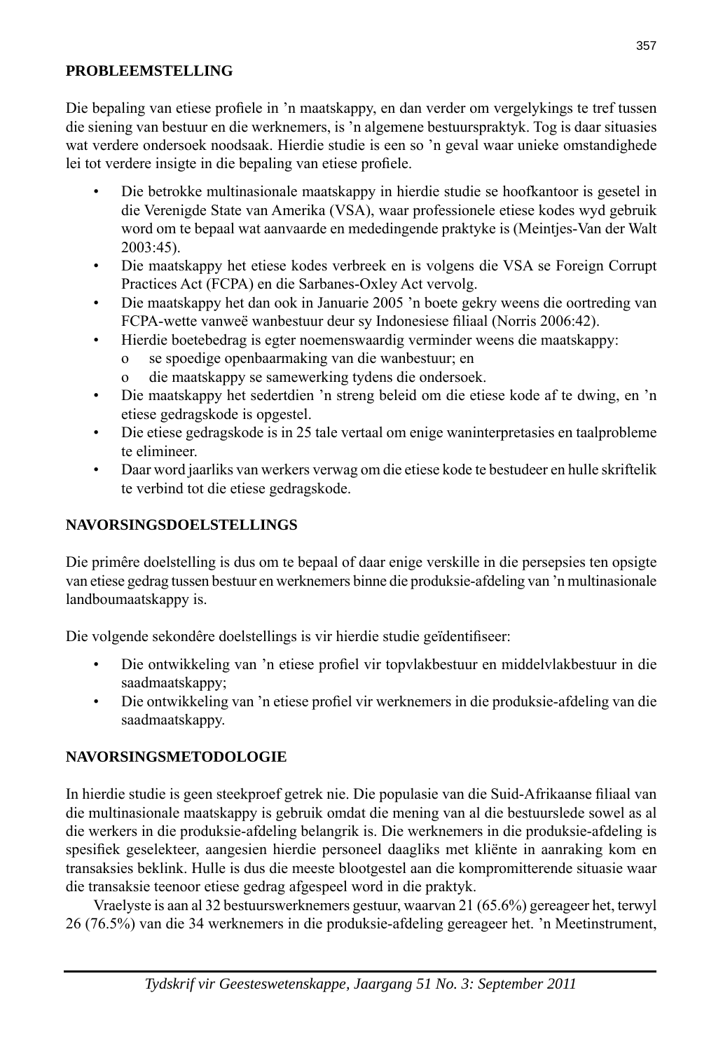**PROBLEEMSTELLING**

Die bepaling van etiese profiele in 'n maatskappy, en dan verder om vergelykings te tref tussen die siening van bestuur en die werknemers, is 'n algemene bestuurspraktyk. Tog is daar situasies wat verdere ondersoek noodsaak. Hierdie studie is een so 'n geval waar unieke omstandighede lei tot verdere insigte in die bepaling van etiese profiele.

- Die betrokke multinasionale maatskappy in hierdie studie se hoofkantoor is gesetel in die Verenigde State van Amerika (VSA), waar professionele etiese kodes wyd gebruik word om te bepaal wat aanvaarde en mededingende praktyke is (Meintjes-Van der Walt 2003:45).
- Die maatskappy het etiese kodes verbreek en is volgens die VSA se Foreign Corrupt Practices Act (FCPA) en die Sarbanes-Oxley Act vervolg.
- Die maatskappy het dan ook in Januarie 2005 'n boete gekry weens die oortreding van FCPA-wette vanweë wanbestuur deur sy Indonesiese filiaal (Norris 2006:42).
- Hierdie boetebedrag is egter noemenswaardig verminder weens die maatskappy:
  - o se spoedige openbaarmaking van die wanbestuur; en
  - o die maatskappy se samewerking tydens die ondersoek.
- Die maatskappy het sedertdien 'n streng beleid om die etiese kode af te dwing, en 'n etiese gedragskode is opgestel.
- Die etiese gedragskode is in 25 tale vertaal om enige waninterpretasies en taalprobleme te elimineer.
- Daar word jaarliks van werkers verwag om die etiese kode te bestudeer en hulle skriftelik te verbind tot die etiese gedragskode.

**NAVORSINGSDOELSTELLINGS**

Die primêre doelstelling is dus om te bepaal of daar enige verskille in die persepsies ten opsigte van etiese gedrag tussen bestuur en werknemers binne die produksie-afdeling van 'n multinasionale landboumaatskappy is.

Die volgende sekondêre doelstellings is vir hierdie studie geïdentifiseer:

- Die ontwikkeling van 'n etiese profiel vir topvlakbestuur en middelvlakbestuur in die saadmaatskappy;
- Die ontwikkeling van 'n etiese profiel vir werknemers in die produksie-afdeling van die saadmaatskappy.

**NAVORSINGSMETODOLOGIE**

In hierdie studie is geen steekproef getrek nie. Die populasie van die Suid-Afrikaanse filiaal van die multinasionale maatskappy is gebruik omdat die mening van al die bestuurslede sowel as al die werkers in die produksie-afdeling belangrik is. Die werknemers in die produksie-afdeling is spesifiek geselekteer, aangesien hierdie personeel daagliks met kliënte in aanraking kom en transaksies beklink. Hulle is dus die meeste blootgestel aan die kompromitterende situasie waar die transaksie teenoor etiese gedrag afgespeel word in die praktyk.

Vraelyste is aan al 32 bestuurswerknemers gestuur, waarvan 21 (65.6%) gereageer het, terwyl 26 (76.5%) van die 34 werknemers in die produksie-afdeling gereageer het. 'n Meetinstrument,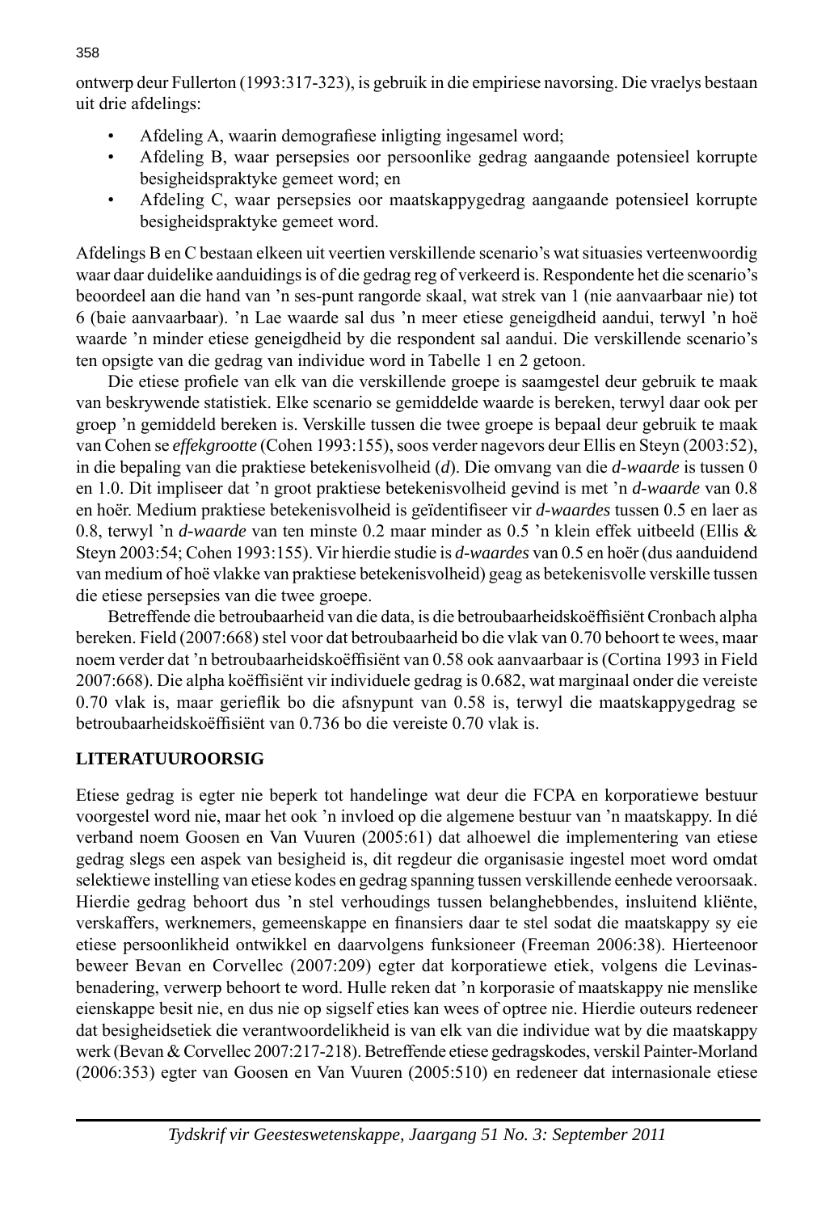ontwerp deur Fullerton (1993:317-323), is gebruik in die empiriese navorsing. Die vraelys bestaan uit drie afdelings:

- Afdeling A, waarin demografiese inligting ingesamel word;
- Afdeling B, waar persepsies oor persoonlike gedrag aangaande potensieel korrupte besigheidspraktyke gemeet word; en
- Afdeling C, waar persepsies oor maatskappygedrag aangaande potensieel korrupte besigheidspraktyke gemeet word.

Afdelings B en C bestaan elkeen uit veertien verskillende scenario's wat situasies verteenwoordig waar daar duidelike aanduidings is of die gedrag reg of verkeerd is. Respondente het die scenario's beoordeel aan die hand van 'n ses-punt rangorde skaal, wat strek van 1 (nie aanvaarbaar nie) tot 6 (baie aanvaarbaar). 'n Lae waarde sal dus 'n meer etiese geneigdheid aandui, terwyl 'n hoë waarde 'n minder etiese geneigdheid by die respondent sal aandui. Die verskillende scenario's ten opsigte van die gedrag van individue word in Tabelle 1 en 2 getoon.

Die etiese profiele van elk van die verskillende groepe is saamgestel deur gebruik te maak van beskrywende statistiek. Elke scenario se gemiddelde waarde is bereken, terwyl daar ook per groep 'n gemiddeld bereken is. Verskille tussen die twee groepe is bepaal deur gebruik te maak van Cohen se *effekgrootte* (Cohen 1993:155), soos verder nagevors deur Ellis en Steyn (2003:52), in die bepaling van die praktiese betekenisvolheid (*d*). Die omvang van die *d-waarde* is tussen 0 en 1.0. Dit impliseer dat 'n groot praktiese betekenisvolheid gevind is met 'n *d-waarde* van 0.8 en hoër. Medium praktiese betekenisvolheid is geïdentifiseer vir *d-waardes* tussen 0.5 en laer as 0.8, terwyl 'n *d-waarde* van ten minste 0.2 maar minder as 0.5 'n klein effek uitbeeld (Ellis & Steyn 2003:54; Cohen 1993:155). Vir hierdie studie is *d-waardes* van 0.5 en hoër (dus aanduidend van medium of hoë vlakke van praktiese betekenisvolheid) geag as betekenisvolle verskille tussen die etiese persepsies van die twee groepe.

Betreffende die betroubaarheid van die data, is die betroubaarheidskoëffisiënt Cronbach alpha bereken. Field (2007:668) stel voor dat betroubaarheid bo die vlak van 0.70 behoort te wees, maar noem verder dat 'n betroubaarheidskoëffisiënt van 0.58 ook aanvaarbaar is (Cortina 1993 in Field 2007:668). Die alpha koëffisiënt vir individuele gedrag is 0.682, wat marginaal onder die vereiste 0.70 vlak is, maar gerieflik bo die afsnypunt van 0.58 is, terwyl die maatskappygedrag se betroubaarheidskoëffisiënt van 0.736 bo die vereiste 0.70 vlak is.

## LITERATUUROORSIG

Etiese gedrag is egter nie beperk tot handelinge wat deur die FCPA en korporatiewe bestuur voorgestel word nie, maar het ook 'n invloed op die algemene bestuur van 'n maatskappy. In dié verband noem Goosen en Van Vuuren (2005:61) dat alhoewel die implementering van etiese gedrag slegs een aspek van besigheid is, dit regdeur die organisasie ingestel moet word omdat selektiewe instelling van etiese kodes en gedrag spanning tussen verskillende eenhede veroorsaak. Hierdie gedrag behoort dus 'n stel verhoudings tussen belanghebbendes, insluitend kliënte, verskaffers, werknemers, gemeenskappe en finansiers daar te stel sodat die maatskappy sy eie etiese persoonlikheid ontwikkel en daarvolgens funksioneer (Freeman 2006:38). Hierteenoor beweer Bevan en Corvellec (2007:209) egter dat korporatiewe etiek, volgens die Levinas-benadering, verwerp behoort te word. Hulle reken dat 'n korporasie of maatskappy nie menslike eienskappe besit nie, en dus nie op sigself eties kan wees of optree nie. Hierdie outeurs redeneer dat besigheidsetiek die verantwoordelikheid is van elk van die individue wat by die maatskappy werk (Bevan & Corvellec 2007:217-218). Betreffende etiese gedragskodes, verskil Painter-Morland (2006:353) egter van Goosen en Van Vuuren (2005:510) en redeneer dat internasionale etiese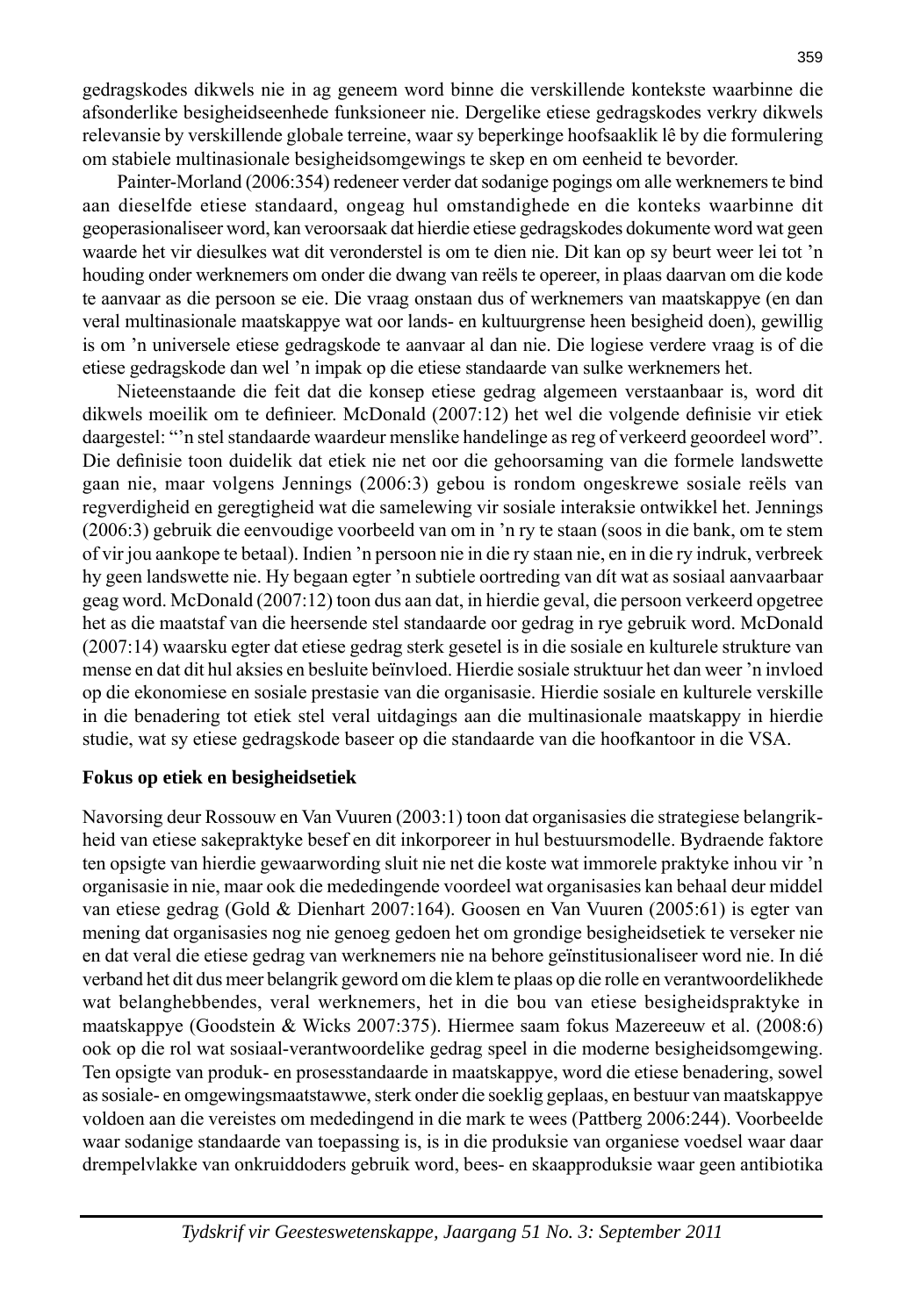gedragskodes dikwels nie in ag geneem word binne die verskillende kontekste waarbinne die afsonderlike besigheidseenhede funksioneer nie. Dergelike etiese gedragskodes verkry dikwels relevansie by verskillende globale terreine, waar sy beperkinge hoofsaaklik lê by die formulering om stabiele multinasionale besigheidsomgewings te skep en om eenheid te bevorder.

Painter-Morland (2006:354) redeneer verder dat sodanige pogings om alle werknemers te bind aan dieselfde etiese standaard, ongeag hul omstandighede en die konteks waarbinne dit geoperasionaliseer word, kan veroorsaak dat hierdie etiese gedragskodes dokumente word wat geen waarde het vir diesulkes wat dit veronderstel is om te dien nie. Dit kan op sy beurt weer lei tot 'n houding onder werknemers om onder die dwang van reëls te opereer, in plaas daarvan om die kode te aanvaar as die persoon se eie. Die vraag onstaan dus of werknemers van maatskappye (en dan veral multinasionale maatskappye wat oor lands- en kultuurgrense heen besigheid doen), gewillig is om 'n universele etiese gedragskode te aanvaar al dan nie. Die logiese verdere vraag is of die etiese gedragskode dan wel 'n impak op die etiese standaarde van sulke werknemers het.

Nieteenstaande die feit dat die konsep etiese gedrag algemeen verstaanbaar is, word dit dikwels moeilik om te definieer. McDonald (2007:12) het wel die volgende definisie vir etiek daargestel: "'n stel standaarde waardeur menslike handelinge as reg of verkeerd geoordeel word". Die definisie toon duidelik dat etiek nie net oor die gehoorsaming van die formele landswette gaan nie, maar volgens Jennings (2006:3) gebou is rondom ongeskrewe sosiale reëls van regverdigheid en geregtigheid wat die samelewing vir sosiale interaksie ontwikkel het. Jennings (2006:3) gebruik die eenvoudige voorbeeld van om in 'n ry te staan (soos in die bank, om te stem of vir jou aankope te betaal). Indien 'n persoon nie in die ry staan nie, en in die ry indruk, verbreek hy geen landswette nie. Hy begaan egter 'n subtiele oortreding van dít wat as sosiaal aanvaarbaar geag word. McDonald (2007:12) toon dus aan dat, in hierdie geval, die persoon verkeerd opgetree het as die maatstaf van die heersende stel standaarde oor gedrag in rye gebruik word. McDonald (2007:14) waarsku egter dat etiese gedrag sterk gesetel is in die sosiale en kulturele strukture van mense en dat dit hul aksies en besluite beïnvloed. Hierdie sosiale struktuur het dan weer 'n invloed op die ekonomiese en sosiale prestasie van die organisasie. Hierdie sosiale en kulturele verskille in die benadering tot etiek stel veral uitdagings aan die multinasionale maatskappy in hierdie studie, wat sy etiese gedragskode baseer op die standaarde van die hoofkantoor in die VSA.

**Fokus op etiek en besigheidsetiek**

Navorsing deur Rossouw en Van Vuuren (2003:1) toon dat organisasies die strategiese belangrikheid van etiese sakepraktyke besef en dit inkorporeer in hul bestuursmodelle. Bydraende faktore ten opsigte van hierdie gewaarwording sluit nie net die koste wat immorele praktyke inhou vir 'n organisasie in nie, maar ook die mededingende voordeel wat organisasies kan behaal deur middel van etiese gedrag (Gold & Dienhart 2007:164). Goosen en Van Vuuren (2005:61) is egter van mening dat organisasies nog nie genoeg gedoen het om grondige besigheidsetiek te verseker nie en dat veral die etiese gedrag van werknemers nie na behore geïnstitusionaliseer word nie. In dié verband het dit dus meer belangrik geword om die klem te plaas op die rolle en verantwoordelikhede wat belanghebbendes, veral werknemers, het in die bou van etiese besigheidspraktyke in maatskappye (Goodstein & Wicks 2007:375). Hiermee saam fokus Mazereeuw et al. (2008:6) ook op die rol wat sosiaal-verantwoordelike gedrag speel in die moderne besigheidsomgewing. Ten opsigte van produk- en prosesstandaarde in maatskappye, word die etiese benadering, sowel as sosiale- en omgewingsmaatstawwe, sterk onder die soeklig geplaas, en bestuur van maatskappye voldoen aan die vereistes om mededingend in die mark te wees (Pattberg 2006:244). Voorbeelde waar sodanige standaarde van toepassing is, is in die produksie van organiese voedsel waar daar drempelvlakke van onkruiddoders gebruik word, bees- en skaapproduksie waar geen antibiotika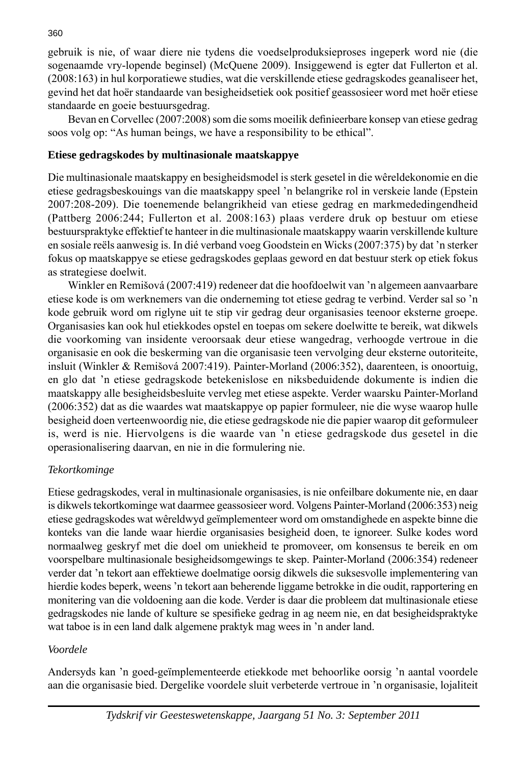gebruik is nie, of waar diere nie tydens die voedselproduksieproses ingeperk word nie (die sogenaamde vry-lopende beginsel) (McQuene 2009). Insiggewend is egter dat Fullerton et al. (2008:163) in hul korporatiewe studies, wat die verskillende etiese gedragskodes geanaliseer het, gevind het dat hoër standaarde van besigheidsetiek ook positief geassosieer word met hoër etiese standaarde en goeie bestuursgedrag.

Bevan en Corvellec (2007:2008) som die soms moeilik definieerbare konsep van etiese gedrag soos volg op: "As human beings, we have a responsibility to be ethical".

**Etiese gedragskodes by multinasionale maatskappye**

Die multinasionale maatskappy en besigheidsmodel is sterk gesetel in die wêreldekonomie en die etiese gedragsbeskouings van die maatskappy speel 'n belangrike rol in verskeie lande (Epstein 2007:208-209). Die toenemende belangrikheid van etiese gedrag en markmededingendheid (Pattberg 2006:244; Fullerton et al. 2008:163) plaas verdere druk op bestuur om etiese bestuurspraktyke effektief te hanteer in die multinasionale maatskappy waarin verskillende kulture en sosiale reëls aanwesig is. In dié verband voeg Goodstein en Wicks (2007:375) by dat 'n sterker fokus op maatskappye se etiese gedragskodes geplaas geword en dat bestuur sterk op etiek fokus as strategiese doelwit.

Winkler en Remišová (2007:419) redeneer dat die hoofdoelwit van 'n algemeen aanvaarbare etiese kode is om werknemers van die onderneming tot etiese gedrag te verbind. Verder sal so 'n kode gebruik word om riglyne uit te stip vir gedrag deur organisasies teenoor eksterne groepe. Organisasies kan ook hul etiekkodes opstel en toepas om sekere doelwitte te bereik, wat dikwels die voorkoming van insidente veroorsaak deur etiese wangedrag, verhoogde vertroue in die organisasie en ook die beskerming van die organisasie teen vervolging deur eksterne outoriteite, insluit (Winkler & Remišová 2007:419). Painter-Morland (2006:352), daarenteen, is onoortuig, en glo dat 'n etiese gedragskode betekenislose en niksbeduidende dokumente is indien die maatskappy alle besigheidsbesluite vervleg met etiese aspekte. Verder waarsku Painter-Morland (2006:352) dat as die waardes wat maatskappye op papier formuleer, nie die wyse waarop hulle besigheid doen verteenwoordig nie, die etiese gedragskode nie die papier waarop dit geformuleer is, werd is nie. Hiervolgens is die waarde van 'n etiese gedragskode dus gesetel in die operasionalisering daarvan, en nie in die formulering nie.

*Tekortkominge*

Etiese gedragskodes, veral in multinasionale organisasies, is nie onfeilbare dokumente nie, en daar is dikwels tekortkominge wat daarmee geassosieer word. Volgens Painter-Morland (2006:353) neig etiese gedragskodes wat wêreldwyd geïmplementeer word om omstandighede en aspekte binne die konteks van die lande waar hierdie organisasies besigheid doen, te ignoreer. Sulke kodes word normaalweg geskryf met die doel om uniekheid te promoveer, om konsensus te bereik en om voorspelbare multinasionale besigheidsomgewings te skep. Painter-Morland (2006:354) redeneer verder dat 'n tekort aan effektiewe doelmatige oorsig dikwels die suksesvolle implementering van hierdie kodes beperk, weens 'n tekort aan beherende liggame betrokke in die oudit, rapportering en monitering van die voldoening aan die kode. Verder is daar die probleem dat multinasionale etiese gedragskodes nie lande of kulture se spesifieke gedrag in ag neem nie, en dat besigheidspraktyke wat taboe is in een land dalk algemene praktyk mag wees in 'n ander land.

*Voordele*

Andersyds kan 'n goed-geïmplementeerde etiekkode met behoorlike oorsig 'n aantal voordele aan die organisasie bied. Dergelike voordele sluit verbeterde vertroue in 'n organisasie, lojaliteit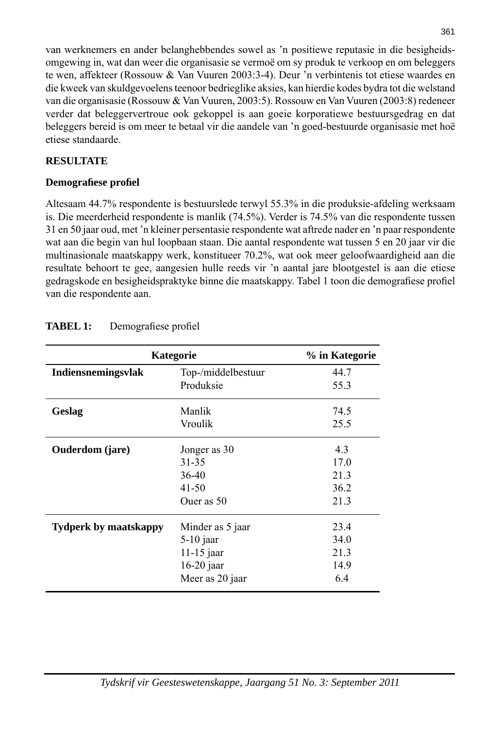van werknemers en ander belanghebbendes sowel as 'n positiewe reputasie in die besigheidsomgewing in, wat dan weer die organisasie se vermoë om sy produk te verkoop en om beleggers te wen, affekteer (Rossouw & Van Vuuren 2003:3-4). Deur 'n verbintenis tot etiese waardes en die kweek van skuldgevoelens teenoor bedrieglike aksies, kan hierdie kodes bydra tot die welstand van die organisasie (Rossouw & Van Vuuren, 2003:5). Rossouw en Van Vuuren (2003:8) redeneer verder dat beleggervertroue ook gekoppel is aan goeie korporatiewe bestuursgedrag en dat beleggers bereid is om meer te betaal vir die aandele van 'n goed-bestuurde organisasie met hoë etiese standaarde.

## RESULTATE

### Demografiese profiel

Altesaam 44.7% respondente is bestuurslede terwyl 55.3% in die produksie-afdeling werksaam is. Die meerderheid respondente is manlik (74.5%). Verder is 74.5% van die respondente tussen 31 en 50 jaar oud, met 'n kleiner persentasie respondente wat aftrede nader en 'n paar respondente wat aan die begin van hul loopbaan staan. Die aantal respondente wat tussen 5 en 20 jaar vir die multinasionale maatskappy werk, konstitueer 70.2%, wat ook meer geloofwaardigheid aan die resultate behoort te gee, aangesien hulle reeds vir 'n aantal jare blootgestel is aan die etiese gedragskode en besigheidspraktyke binne die maatskappy. Tabel 1 toon die demografiese profiel van die respondente aan.

**TABEL 1:** Demografiese profiel

| Kategorie | | % in Kategorie |
|---|---|---|
| **Indiensnemingsvlak** | Top-/middelbestuur | 44.7 |
| | Produksie | 55.3 |
| **Geslag** | Manlik | 74.5 |
| | Vroulik | 25.5 |
| **Ouderdom (jare)** | Jonger as 30 | 4.3 |
| | 31-35 | 17.0 |
| | 36-40 | 21.3 |
| | 41-50 | 36.2 |
| | Ouer as 50 | 21.3 |
| **Tydperk by maatskappy** | Minder as 5 jaar | 23.4 |
| | 5-10 jaar | 34.0 |
| | 11-15 jaar | 21.3 |
| | 16-20 jaar | 14.9 |
| | Meer as 20 jaar | 6.4 |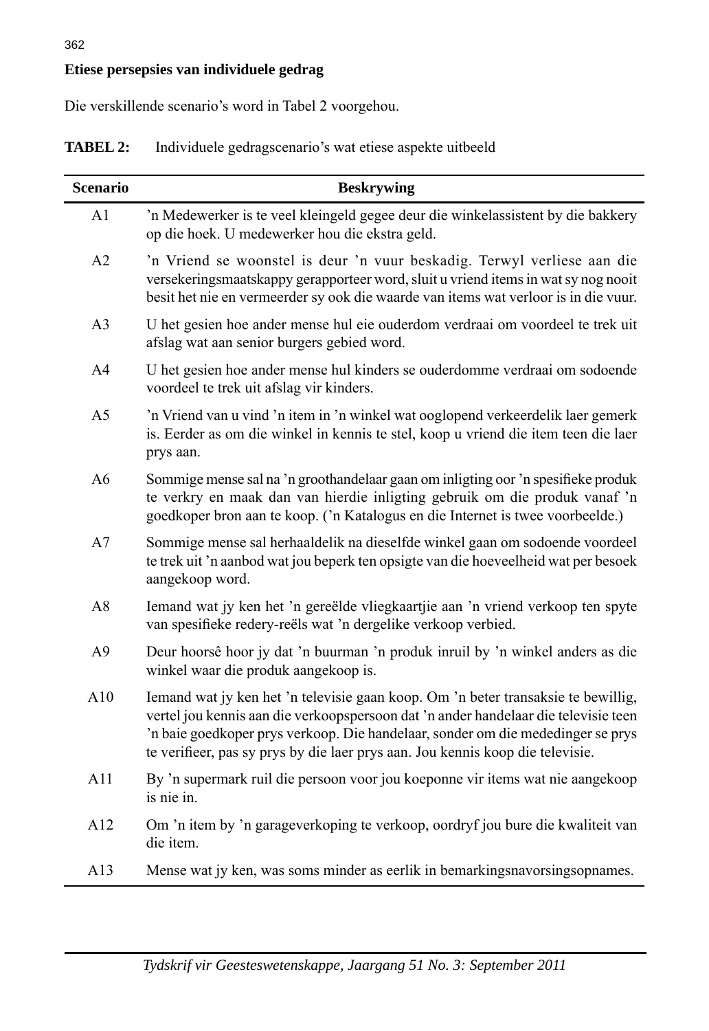**Etiese persepsies van individuele gedrag**

Die verskillende scenario's word in Tabel 2 voorgehou.

**TABEL 2:** Individuele gedragscenario's wat etiese aspekte uitbeeld

| Scenario | Beskrywing |
|---|---|
| A1 | 'n Medewerker is te veel kleingeld gegee deur die winkelassistent by die bakkery op die hoek. U medewerker hou die ekstra geld. |
| A2 | 'n Vriend se woonstel is deur 'n vuur beskadig. Terwyl verliese aan die versekeringsmaatskappy gerapporteer word, sluit u vriend items in wat sy nog nooit besit het nie en vermeerder sy ook die waarde van items wat verloor is in die vuur. |
| A3 | U het gesien hoe ander mense hul eie ouderdom verdraai om voordeel te trek uit afslag wat aan senior burgers gebied word. |
| A4 | U het gesien hoe ander mense hul kinders se ouderdomme verdraai om sodoende voordeel te trek uit afslag vir kinders. |
| A5 | 'n Vriend van u vind 'n item in 'n winkel wat ooglopend verkeerdelik laer gemerk is. Eerder as om die winkel in kennis te stel, koop u vriend die item teen die laer prys aan. |
| A6 | Sommige mense sal na 'n groothandelaar gaan om inligting oor 'n spesifieke produk te verkry en maak dan van hierdie inligting gebruik om die produk vanaf 'n goedkoper bron aan te koop. ('n Katalogus en die Internet is twee voorbeelde.) |
| A7 | Sommige mense sal herhaaldelik na dieselfde winkel gaan om sodoende voordeel te trek uit 'n aanbod wat jou beperk ten opsigte van die hoeveelheid wat per besoek aangekoop word. |
| A8 | Iemand wat jy ken het 'n gereëlde vliegkaartjie aan 'n vriend verkoop ten spyte van spesifieke redery-reëls wat 'n dergelike verkoop verbied. |
| A9 | Deur hoorsê hoor jy dat 'n buurman 'n produk inruil by 'n winkel anders as die winkel waar die produk aangekoop is. |
| A10 | Iemand wat jy ken het 'n televisie gaan koop. Om 'n beter transaksie te bewillig, vertel jou kennis aan die verkoopspersoon dat 'n ander handelaar die televisie teen 'n baie goedkoper prys verkoop. Die handelaar, sonder om die mededinger se prys te verifieer, pas sy prys by die laer prys aan. Jou kennis koop die televisie. |
| A11 | By 'n supermark ruil die persoon voor jou koeponne vir items wat nie aangekoop is nie in. |
| A12 | Om 'n item by 'n garageverkoping te verkoop, oordryf jou bure die kwaliteit van die item. |
| A13 | Mense wat jy ken, was soms minder as eerlik in bemarkingsnavorsingsopnames. |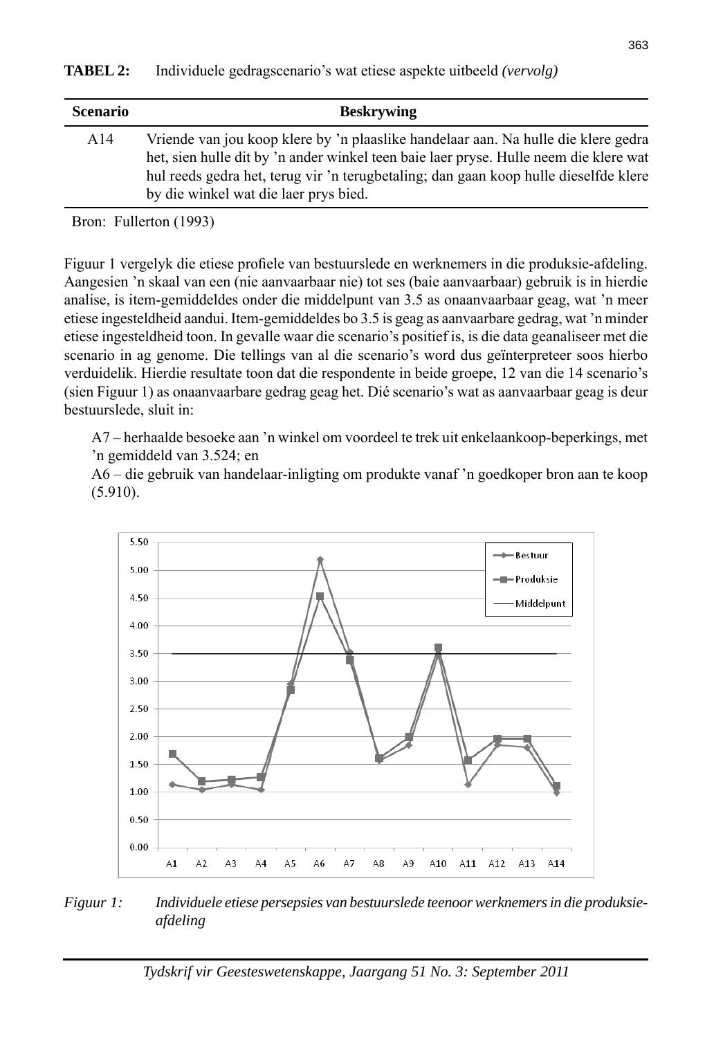**TABEL 2:** Individuele gedragscenario's wat etiese aspekte uitbeeld *(vervolg)*

| Scenario | Beskrywing |
|---|---|
| A14 | Vriende van jou koop klere by 'n plaaslike handelaar aan. Na hulle die klere gedra het, sien hulle dit by 'n ander winkel teen baie laer pryse. Hulle neem die klere wat hul reeds gedra het, terug vir 'n terugbetaling; dan gaan koop hulle dieselfde klere by die winkel wat die laer prys bied. |

Bron: Fullerton (1993)

Figuur 1 vergelyk die etiese profiele van bestuurslede en werknemers in die produksie-afdeling. Aangesien 'n skaal van een (nie aanvaarbaar nie) tot ses (baie aanvaarbaar) gebruik is in hierdie analise, is item-gemiddeldes onder die middelpunt van 3.5 as onaanvaarbaar geag, wat 'n meer etiese ingesteldheid aandui. Item-gemiddeldes bo 3.5 is geag as aanvaarbare gedrag, wat 'n minder etiese ingesteldheid toon. In gevalle waar die scenario's positief is, is die data geanaliseer met die scenario in ag genome. Die tellings van al die scenario's word dus geïnterpreteer soos hierbo verduidelik. Hierdie resultate toon dat die respondente in beide groepe, 12 van die 14 scenario's (sien Figuur 1) as onaanvaarbare gedrag geag het. Dié scenario's wat as aanvaarbaar geag is deur bestuurslede, sluit in:

A7 – herhaalde besoeke aan 'n winkel om voordeel te trek uit enkelaankoop-beperkings, met 'n gemiddeld van 3.524; en

A6 – die gebruik van handelaar-inligting om produkte vanaf 'n goedkoper bron aan te koop (5.910).

*Figuur 1: Individuele etiese persepsies van bestuurslede teenoor werknemers in die produksie-afdeling*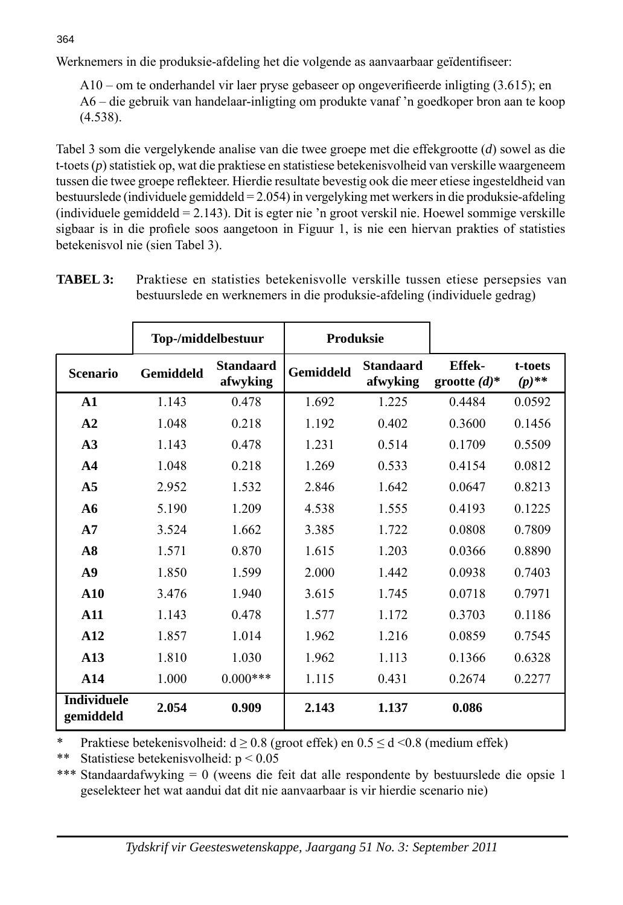Werknemers in die produksie-afdeling het die volgende as aanvaarbaar geïdentifiseer:

A10 – om te onderhandel vir laer pryse gebaseer op ongeverifieerde inligting (3.615); en
A6 – die gebruik van handelaar-inligting om produkte vanaf 'n goedkoper bron aan te koop (4.538).

Tabel 3 som die vergelykende analise van die twee groepe met die effekgrootte (*d*) sowel as die t-toets (*p*) statistiek op, wat die praktiese en statistiese betekenisvolheid van verskille waargeneem tussen die twee groepe reflekteer. Hierdie resultate bevestig ook die meer etiese ingesteldheid van bestuurslede (individuele gemiddeld = 2.054) in vergelyking met werkers in die produksie-afdeling (individuele gemiddeld = 2.143). Dit is egter nie 'n groot verskil nie. Hoewel sommige verskille sigbaar is in die profiele soos aangetoon in Figuur 1, is nie een hiervan prakties of statisties betekenisvol nie (sien Tabel 3).

**TABEL 3:** Praktiese en statisties betekenisvolle verskille tussen etiese persepsies van bestuurslede en werknemers in die produksie-afdeling (individuele gedrag)

| | Top-/middelbestuur | | Produksie | | | |
|---|---|---|---|---|---|---|
| **Scenario** | **Gemiddeld** | **Standaard afwyking** | **Gemiddeld** | **Standaard afwyking** | **Effek-grootte (*d*)*** | **t-toets (*p*)**** |
| **A1** | 1.143 | 0.478 | 1.692 | 1.225 | 0.4484 | 0.0592 |
| **A2** | 1.048 | 0.218 | 1.192 | 0.402 | 0.3600 | 0.1456 |
| **A3** | 1.143 | 0.478 | 1.231 | 0.514 | 0.1709 | 0.5509 |
| **A4** | 1.048 | 0.218 | 1.269 | 0.533 | 0.4154 | 0.0812 |
| **A5** | 2.952 | 1.532 | 2.846 | 1.642 | 0.0647 | 0.8213 |
| **A6** | 5.190 | 1.209 | 4.538 | 1.555 | 0.4193 | 0.1225 |
| **A7** | 3.524 | 1.662 | 3.385 | 1.722 | 0.0808 | 0.7809 |
| **A8** | 1.571 | 0.870 | 1.615 | 1.203 | 0.0366 | 0.8890 |
| **A9** | 1.850 | 1.599 | 2.000 | 1.442 | 0.0938 | 0.7403 |
| **A10** | 3.476 | 1.940 | 3.615 | 1.745 | 0.0718 | 0.7971 |
| **A11** | 1.143 | 0.478 | 1.577 | 1.172 | 0.3703 | 0.1186 |
| **A12** | 1.857 | 1.014 | 1.962 | 1.216 | 0.0859 | 0.7545 |
| **A13** | 1.810 | 1.030 | 1.962 | 1.113 | 0.1366 | 0.6328 |
| **A14** | 1.000 | 0.000*** | 1.115 | 0.431 | 0.2674 | 0.2277 |
| **Individuele gemiddeld** | **2.054** | **0.909** | **2.143** | **1.137** | **0.086** | |

\* Praktiese betekenisvolheid: $d \geq 0.8$ (groot effek) en $0.5 \leq d < 0.8$ (medium effek)

** Statistiese betekenisvolheid: $p < 0.05$

*** Standaardafwyking = 0 (weens die feit dat alle respondente by bestuurslede die opsie 1 geselekteer het wat aandui dat dit nie aanvaarbaar is vir hierdie scenario nie)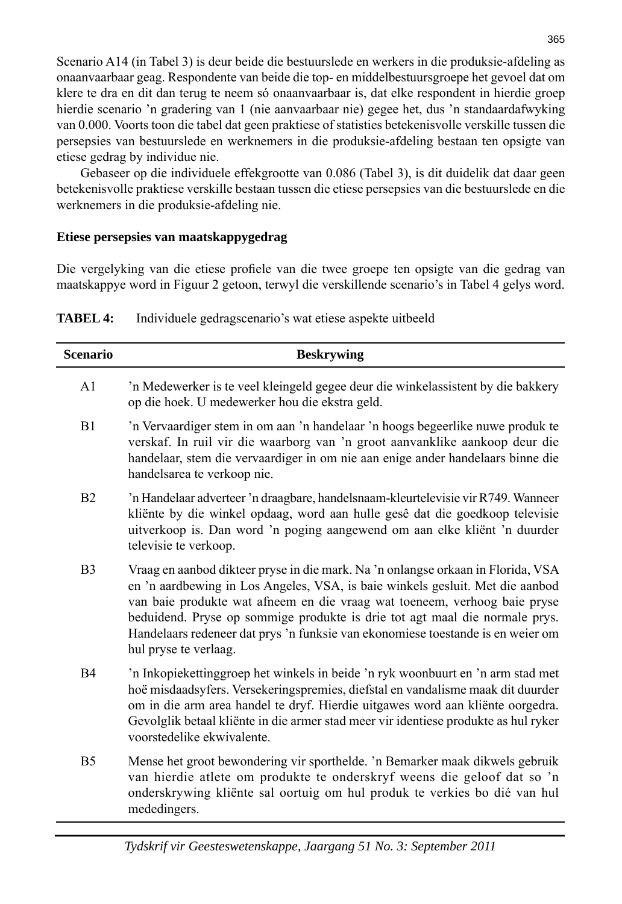Scenario A14 (in Tabel 3) is deur beide die bestuurslede en werkers in die produksie-afdeling as onaanvaarbaar geag. Respondente van beide die top- en middelbestuursgroepe het gevoel dat om klere te dra en dit dan terug te neem só onaanvaarbaar is, dat elke respondent in hierdie groep hierdie scenario 'n gradering van 1 (nie aanvaarbaar nie) gegee het, dus 'n standaardafwyking van 0.000. Voorts toon die tabel dat geen praktiese of statisties betekenisvolle verskille tussen die persepsies van bestuurslede en werknemers in die produksie-afdeling bestaan ten opsigte van etiese gedrag by individue nie.

Gebaseer op die individuele effekgrootte van 0.086 (Tabel 3), is dit duidelik dat daar geen betekenisvolle praktiese verskille bestaan tussen die etiese persepsies van die bestuurslede en die werknemers in die produksie-afdeling nie.

**Etiese persepsies van maatskappygedrag**

Die vergelyking van die etiese profiele van die twee groepe ten opsigte van die gedrag van maatskappye word in Figuur 2 getoon, terwyl die verskillende scenario's in Tabel 4 gelys word.

**TABEL 4:** Individuele gedragscenario's wat etiese aspekte uitbeeld

| Scenario | Beskrywing |
|---|---|
| A1 | 'n Medewerker is te veel kleingeld gegee deur die winkelassistent by die bakkery op die hoek. U medewerker hou die ekstra geld. |
| B1 | 'n Vervaardiger stem in om aan 'n handelaar 'n hoogs begeerlike nuwe produk te verskaf. In ruil vir die waarborg van 'n groot aanvanklike aankoop deur die handelaar, stem die vervaardiger in om nie aan enige ander handelaars binne die handelsarea te verkoop nie. |
| B2 | 'n Handelaar adverteer 'n draagbare, handelsnaam-kleurtelevisie vir R749. Wanneer kliënte by die winkel opdaag, word aan hulle gesê dat die goedkoop televisie uitverkoop is. Dan word 'n poging aangewend om aan elke kliënt 'n duurder televisie te verkoop. |
| B3 | Vraag en aanbod dikteer pryse in die mark. Na 'n onlangse orkaan in Florida, VSA en 'n aardbewing in Los Angeles, VSA, is baie winkels gesluit. Met die aanbod van baie produkte wat afneem en die vraag wat toeneem, verhoog baie pryse beduidend. Pryse op sommige produkte is drie tot agt maal die normale prys. Handelaars redeneer dat prys 'n funksie van ekonomiese toestande is en weier om hul pryse te verlaag. |
| B4 | 'n Inkopiekettinggroep het winkels in beide 'n ryk woonbuurt en 'n arm stad met hoë misdaadsyfers. Versekeringspremies, diefstal en vandalisme maak dit duurder om in die arm area handel te dryf. Hierdie uitgawes word aan kliënte oorgedra. Gevolglik betaal kliënte in die armer stad meer vir identiese produkte as hul ryker voorstedelike ekwivalente. |
| B5 | Mense het groot bewondering vir sporthelde. 'n Bemarker maak dikwels gebruik van hierdie atlete om produkte te onderskryf weens die geloof dat so 'n onderskrywing kliënte sal oortuig om hul produk te verkies bo dié van hul mededingers. |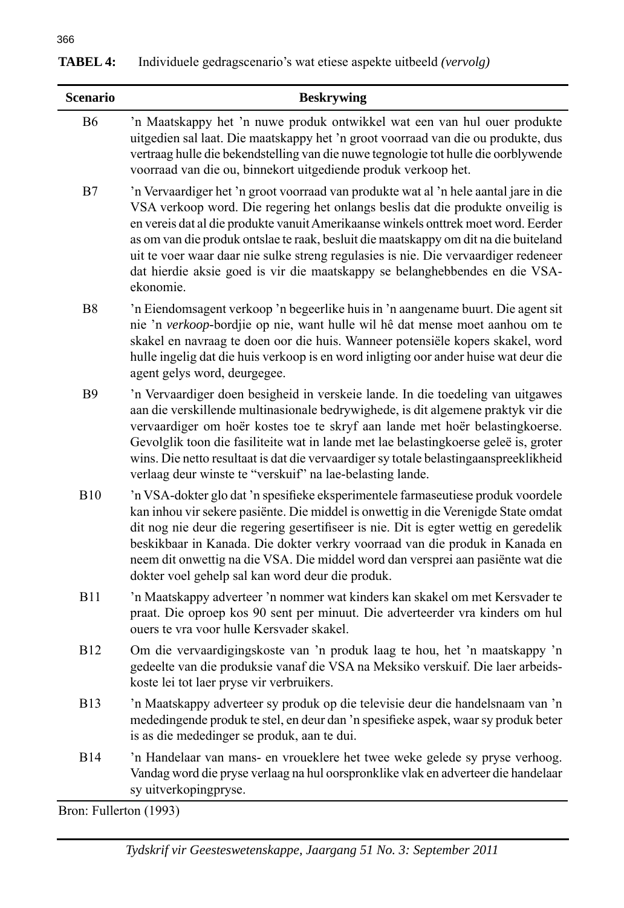**TABEL 4:** Individuele gedragscenario's wat etiese aspekte uitbeeld *(vervolg)*

| Scenario | Beskrywing |
|---|---|
| B6 | 'n Maatskappy het 'n nuwe produk ontwikkel wat een van hul ouer produkte uitgedien sal laat. Die maatskappy het 'n groot voorraad van die ou produkte, dus vertraag hulle die bekendstelling van die nuwe tegnologie tot hulle die oorblywende voorraad van die ou, binnekort uitgediende produk verkoop het. |
| B7 | 'n Vervaardiger het 'n groot voorraad van produkte wat al 'n hele aantal jare in die VSA verkoop word. Die regering het onlangs beslis dat die produkte onveilig is en vereis dat al die produkte vanuit Amerikaanse winkels onttrek moet word. Eerder as om van die produk ontslae te raak, besluit die maatskappy om dit na die buiteland uit te voer waar daar nie sulke streng regulasies is nie. Die vervaardiger redeneer dat hierdie aksie goed is vir die maatskappy se belanghebbendes en die VSA-ekonomie. |
| B8 | 'n Eiendomsagent verkoop 'n begeerlike huis in 'n aangename buurt. Die agent sit nie 'n *verkoop*-bordjie op nie, want hulle wil hê dat mense moet aanhou om te skakel en navraag te doen oor die huis. Wanneer potensiële kopers skakel, word hulle ingelig dat die huis verkoop is en word inligting oor ander huise wat deur die agent gelys word, deurgegee. |
| B9 | 'n Vervaardiger doen besigheid in verskeie lande. In die toedeling van uitgawes aan die verskillende multinasionale bedrywighede, is dit algemene praktyk vir die vervaardiger om hoër kostes toe te skryf aan lande met hoër belastingkoerse. Gevolglik toon die fasiliteite wat in lande met lae belastingkoerse geleë is, groter wins. Die netto resultaat is dat die vervaardiger sy totale belastingaanspreeklikheid verlaag deur winste te "verskuif" na lae-belasting lande. |
| B10 | 'n VSA-dokter glo dat 'n spesifieke eksperimentele farmaseutiese produk voordele kan inhou vir sekere pasiënte. Die middel is onwettig in die Verenigde State omdat dit nog nie deur die regering gesertifiseer is nie. Dit is egter wettig en geredelik beskikbaar in Kanada. Die dokter verkry voorraad van die produk in Kanada en neem dit onwettig na die VSA. Die middel word dan versprei aan pasiënte wat die dokter voel gehelp sal kan word deur die produk. |
| B11 | 'n Maatskappy adverteer 'n nommer wat kinders kan skakel om met Kersvader te praat. Die oproep kos 90 sent per minuut. Die adverteerder vra kinders om hul ouers te vra voor hulle Kersvader skakel. |
| B12 | Om die vervaardigingskoste van 'n produk laag te hou, het 'n maatskappy 'n gedeelte van die produksie vanaf die VSA na Meksiko verskuif. Die laer arbeidskoste lei tot laer pryse vir verbruikers. |
| B13 | 'n Maatskappy adverteer sy produk op die televisie deur die handelsnaam van 'n mededingende produk te stel, en deur dan 'n spesifieke aspek, waar sy produk beter is as die mededinger se produk, aan te dui. |
| B14 | 'n Handelaar van mans- en vroueklere het twee weke gelede sy pryse verhoog. Vandag word die pryse verlaag na hul oorspronklike vlak en adverteer die handelaar sy uitverkopingpryse. |

Bron: Fullerton (1993)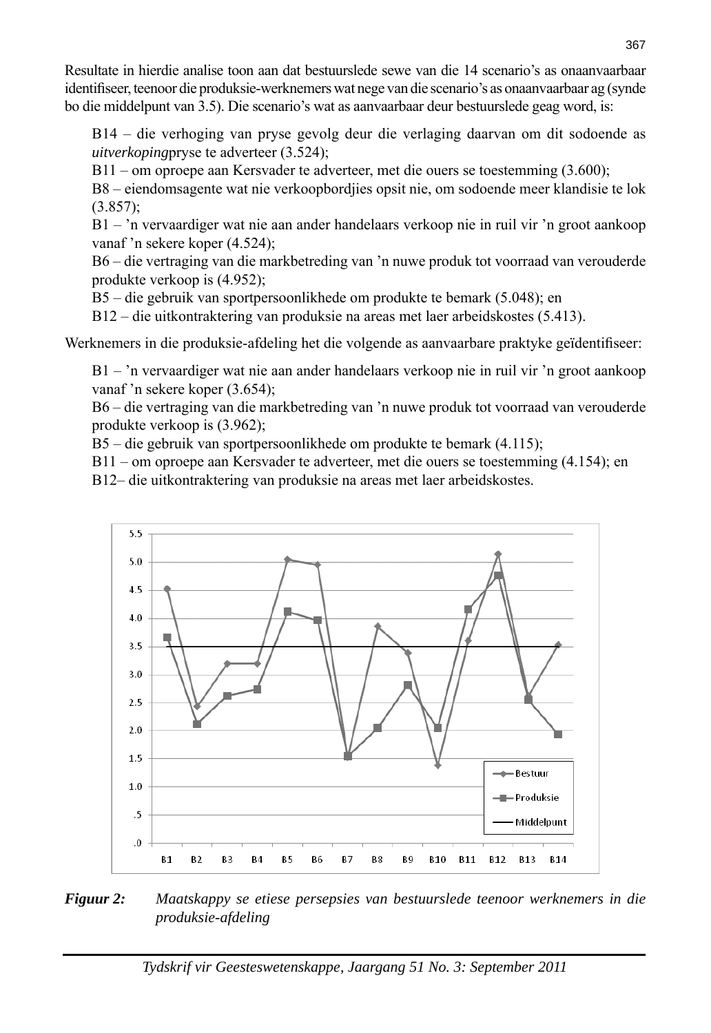Resultate in hierdie analise toon aan dat bestuurslede sewe van die 14 scenario's as onaanvaarbaar identifiseer, teenoor die produksie-werknemers wat nege van die scenario's as onaanvaarbaar ag (synde bo die middelpunt van 3.5). Die scenario's wat as aanvaarbaar deur bestuurslede geag word, is:

B14 – die verhoging van pryse gevolg deur die verlaging daarvan om dit sodoende as *uitverkoping*pryse te adverteer (3.524);
B11 – om oproepe aan Kersvader te adverteer, met die ouers se toestemming (3.600);
B8 – eiendomsagente wat nie verkoopbordjies opsit nie, om sodoende meer klandisie te lok (3.857);
B1 – 'n vervaardiger wat nie aan ander handelaars verkoop nie in ruil vir 'n groot aankoop vanaf 'n sekere koper (4.524);
B6 – die vertraging van die markbetreding van 'n nuwe produk tot voorraad van verouderde produkte verkoop is (4.952);
B5 – die gebruik van sportpersoonlikhede om produkte te bemark (5.048); en
B12 – die uitkontraktering van produksie na areas met laer arbeidskostes (5.413).

Werknemers in die produksie-afdeling het die volgende as aanvaarbare praktyke geïdentifiseer:

B1 – 'n vervaardiger wat nie aan ander handelaars verkoop nie in ruil vir 'n groot aankoop vanaf 'n sekere koper (3.654);
B6 – die vertraging van die markbetreding van 'n nuwe produk tot voorraad van verouderde produkte verkoop is (3.962);
B5 – die gebruik van sportpersoonlikhede om produkte te bemark (4.115);
B11 – om oproepe aan Kersvader te adverteer, met die ouers se toestemming (4.154); en
B12– die uitkontraktering van produksie na areas met laer arbeidskostes.

***Figuur 2:*** *Maatskappy se etiese persepsies van bestuurslede teenoor werknemers in die produksie-afdeling*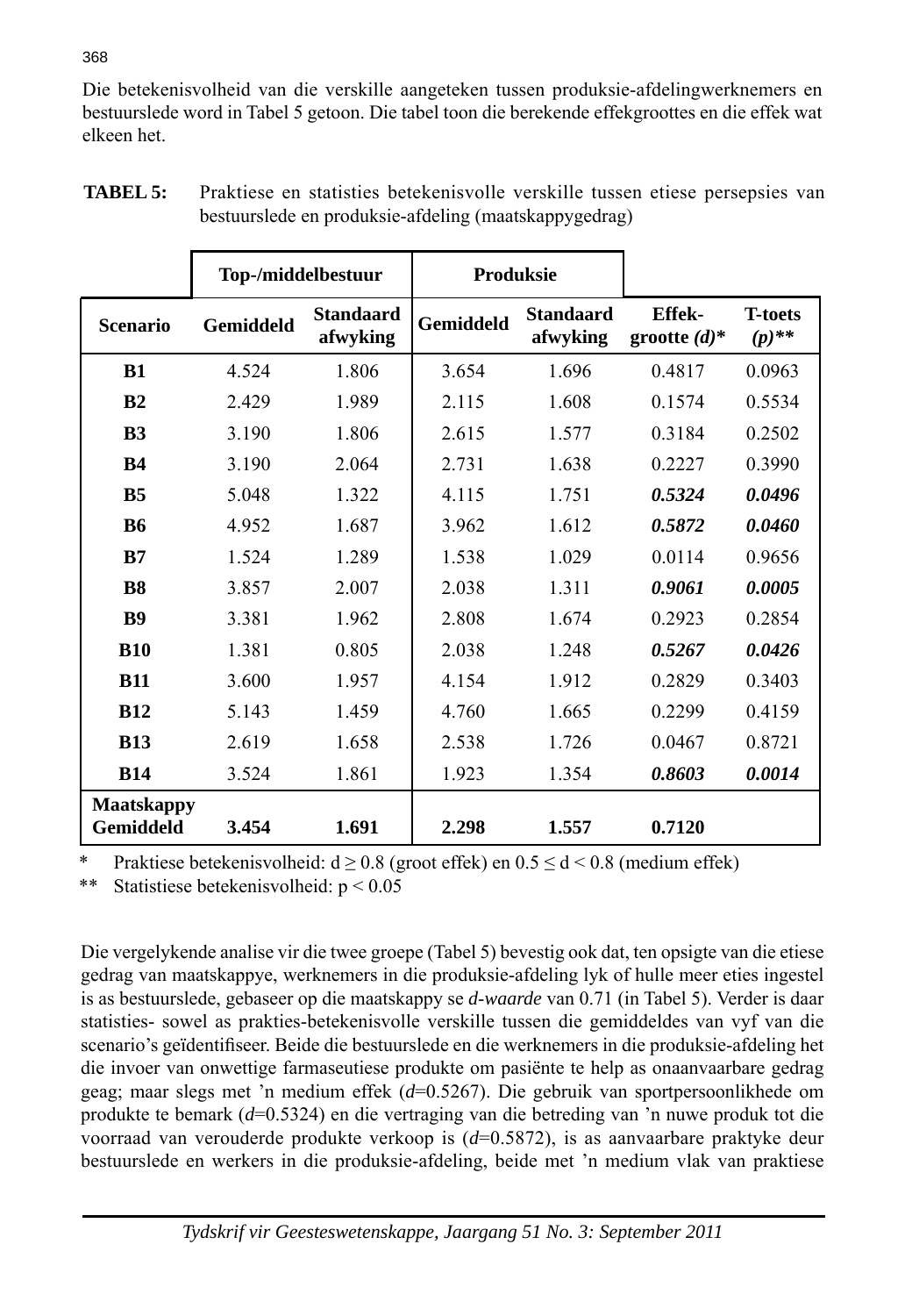Die betekenisvolheid van die verskille aangeteken tussen produksie-afdelingwerknemers en bestuurslede word in Tabel 5 getoon. Die tabel toon die berekende effekgroottes en die effek wat elkeen het.

**TABEL 5:** Praktiese en statisties betekenisvolle verskille tussen etiese persepsies van bestuurslede en produksie-afdeling (maatskappygedrag)

| | **Top-/middelbestuur** | | **Produksie** | | | |
|---|---|---|---|---|---|---|
| **Scenario** | **Gemiddeld** | **Standaard afwyking** | **Gemiddeld** | **Standaard afwyking** | **Effek-grootte (*d*)*** | **T-toets (*p*)**** |
| **B1** | 4.524 | 1.806 | 3.654 | 1.696 | 0.4817 | 0.0963 |
| **B2** | 2.429 | 1.989 | 2.115 | 1.608 | 0.1574 | 0.5534 |
| **B3** | 3.190 | 1.806 | 2.615 | 1.577 | 0.3184 | 0.2502 |
| **B4** | 3.190 | 2.064 | 2.731 | 1.638 | 0.2227 | 0.3990 |
| **B5** | 5.048 | 1.322 | 4.115 | 1.751 | ***0.5324*** | ***0.0496*** |
| **B6** | 4.952 | 1.687 | 3.962 | 1.612 | ***0.5872*** | ***0.0460*** |
| **B7** | 1.524 | 1.289 | 1.538 | 1.029 | 0.0114 | 0.9656 |
| **B8** | 3.857 | 2.007 | 2.038 | 1.311 | ***0.9061*** | ***0.0005*** |
| **B9** | 3.381 | 1.962 | 2.808 | 1.674 | 0.2923 | 0.2854 |
| **B10** | 1.381 | 0.805 | 2.038 | 1.248 | ***0.5267*** | ***0.0426*** |
| **B11** | 3.600 | 1.957 | 4.154 | 1.912 | 0.2829 | 0.3403 |
| **B12** | 5.143 | 1.459 | 4.760 | 1.665 | 0.2299 | 0.4159 |
| **B13** | 2.619 | 1.658 | 2.538 | 1.726 | 0.0467 | 0.8721 |
| **B14** | 3.524 | 1.861 | 1.923 | 1.354 | ***0.8603*** | ***0.0014*** |
| **Maatskappy Gemiddeld** | **3.454** | **1.691** | **2.298** | **1.557** | **0.7120** | |

\* Praktiese betekenisvolheid: $d \geq 0.8$ (groot effek) en $0.5 \leq d < 0.8$ (medium effek)

\*\* Statistiese betekenisvolheid: $p < 0.05$

Die vergelykende analise vir die twee groepe (Tabel 5) bevestig ook dat, ten opsigte van die etiese gedrag van maatskappye, werknemers in die produksie-afdeling lyk of hulle meer eties ingestel is as bestuurslede, gebaseer op die maatskappy se *d-waarde* van 0.71 (in Tabel 5). Verder is daar statisties- sowel as prakties-betekenisvolle verskille tussen die gemiddeldes van vyf van die scenario's geïdentifiseer. Beide die bestuurslede en die werknemers in die produksie-afdeling het die invoer van onwettige farmaseutiese produkte om pasiënte te help as onaanvaarbare gedrag geag; maar slegs met 'n medium effek ($d$=0.5267). Die gebruik van sportpersoonlikhede om produkte te bemark ($d$=0.5324) en die vertraging van die betreding van 'n nuwe produk tot die voorraad van verouderde produkte verkoop is ($d$=0.5872), is as aanvaarbare praktyke deur bestuurslede en werkers in die produksie-afdeling, beide met 'n medium vlak van praktiese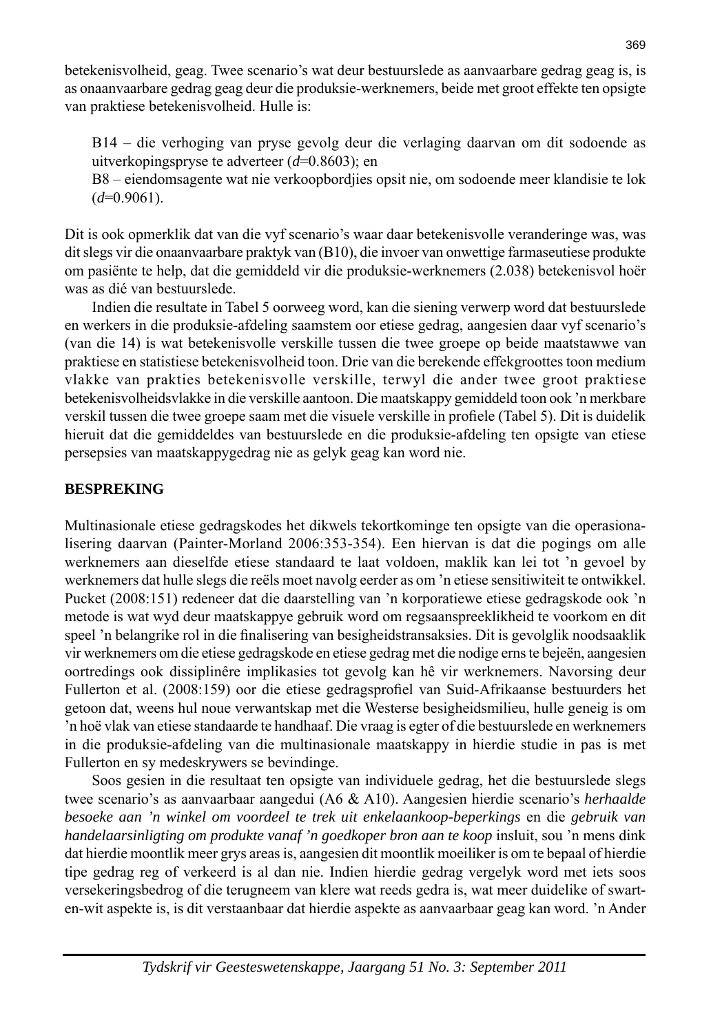betekenisvolheid, geag. Twee scenario's wat deur bestuurslede as aanvaarbare gedrag geag is, is as onaanvaarbare gedrag geag deur die produksie-werknemers, beide met groot effekte ten opsigte van praktiese betekenisvolheid. Hulle is:

B14 – die verhoging van pryse gevolg deur die verlaging daarvan om dit sodoende as uitverkopingspryse te adverteer ($d$=0.8603); en
B8 – eiendomsagente wat nie verkoopbordjies opsit nie, om sodoende meer klandisie te lok ($d$=0.9061).

Dit is ook opmerklik dat van die vyf scenario's waar daar betekenisvolle veranderinge was, was dit slegs vir die onaanvaarbare praktyk van (B10), die invoer van onwettige farmaseutiese produkte om pasiënte te help, dat die gemiddeld vir die produksie-werknemers (2.038) betekenisvol hoër was as dié van bestuurslede.

Indien die resultate in Tabel 5 oorweeg word, kan die siening verwerp word dat bestuurslede en werkers in die produksie-afdeling saamstem oor etiese gedrag, aangesien daar vyf scenario's (van die 14) is wat betekenisvolle verskille tussen die twee groepe op beide maatstawwe van praktiese en statistiese betekenisvolheid toon. Drie van die berekende effekgroottes toon medium vlakke van prakties betekenisvolle verskille, terwyl die ander twee groot praktiese betekenisvolheidsvlakke in die verskille aantoon. Die maatskappy gemiddeld toon ook 'n merkbare verskil tussen die twee groepe saam met die visuele verskille in profiele (Tabel 5). Dit is duidelik hieruit dat die gemiddeldes van bestuurslede en die produksie-afdeling ten opsigte van etiese persepsies van maatskappygedrag nie as gelyk geag kan word nie.

## BESPREKING

Multinasionale etiese gedragskodes het dikwels tekortkominge ten opsigte van die operasionalisering daarvan (Painter-Morland 2006:353-354). Een hiervan is dat die pogings om alle werknemers aan dieselfde etiese standaard te laat voldoen, maklik kan lei tot 'n gevoel by werknemers dat hulle slegs die reëls moet navolg eerder as om 'n etiese sensitiwiteit te ontwikkel. Pucket (2008:151) redeneer dat die daarstelling van 'n korporatiewe etiese gedragskode ook 'n metode is wat wyd deur maatskappye gebruik word om regsaanspreeklikheid te voorkom en dit speel 'n belangrike rol in die finalisering van besigheidstransaksies. Dit is gevolglik noodsaaklik vir werknemers om die etiese gedragskode en etiese gedrag met die nodige erns te bejeën, aangesien oortredings ook dissiplinêre implikasies tot gevolg kan hê vir werknemers. Navorsing deur Fullerton et al. (2008:159) oor die etiese gedragsprofiel van Suid-Afrikaanse bestuurders het getoon dat, weens hul noue verwantskap met die Westerse besigheidsmilieu, hulle geneig is om 'n hoë vlak van etiese standaarde te handhaaf. Die vraag is egter of die bestuurslede en werknemers in die produksie-afdeling van die multinasionale maatskappy in hierdie studie in pas is met Fullerton en sy medeskrywers se bevindinge.

Soos gesien in die resultaat ten opsigte van individuele gedrag, het die bestuurslede slegs twee scenario's as aanvaarbaar aangedui (A6 & A10). Aangesien hierdie scenario's *herhaalde besoeke aan 'n winkel om voordeel te trek uit enkelaankoop-beperkings* en die *gebruik van handelaarsinligting om produkte vanaf 'n goedkoper bron aan te koop* insluit, sou 'n mens dink dat hierdie moontlik meer grys areas is, aangesien dit moontlik moeiliker is om te bepaal of hierdie tipe gedrag reg of verkeerd is al dan nie. Indien hierdie gedrag vergelyk word met iets soos versekeringsbedrog of die terugneem van klere wat reeds gedra is, wat meer duidelike of swart-en-wit aspekte is, is dit verstaanbaar dat hierdie aspekte as aanvaarbaar geag kan word. 'n Ander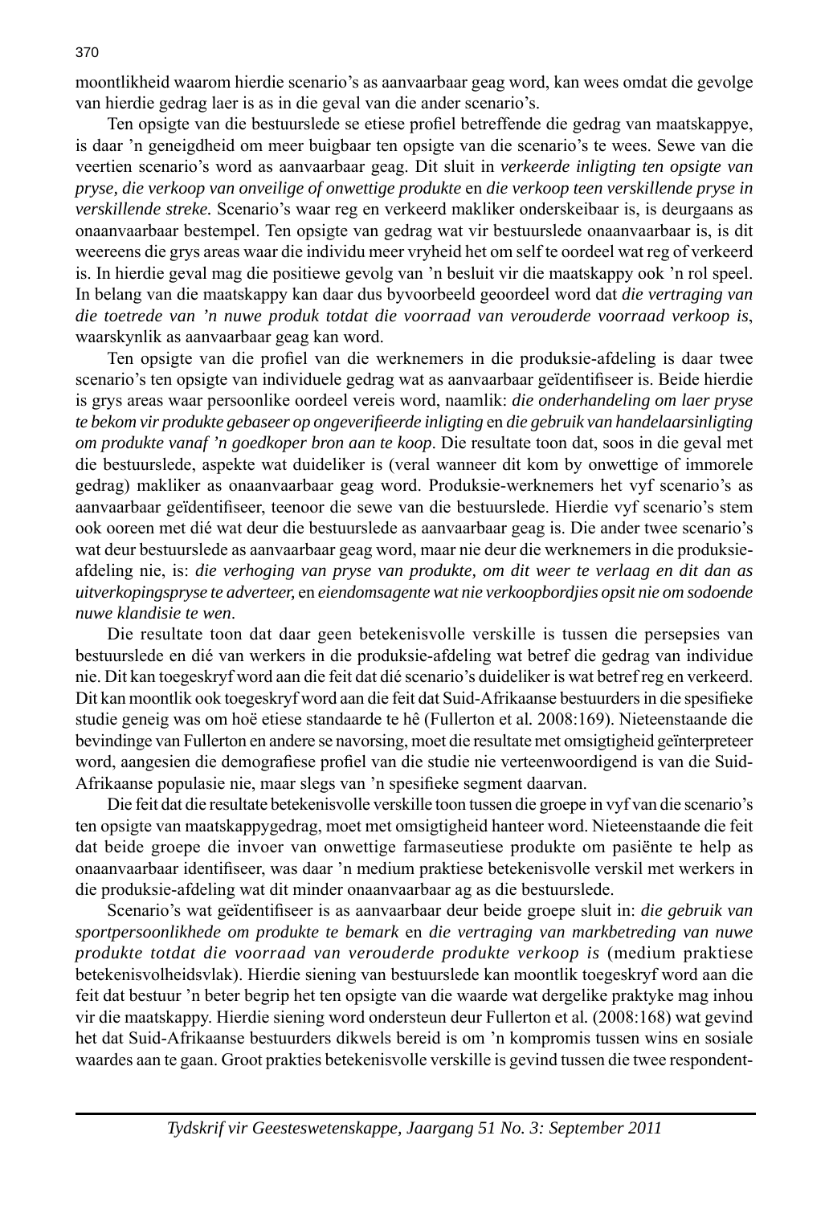moontlikheid waarom hierdie scenario's as aanvaarbaar geag word, kan wees omdat die gevolge van hierdie gedrag laer is as in die geval van die ander scenario's.

Ten opsigte van die bestuurslede se etiese profiel betreffende die gedrag van maatskappye, is daar 'n geneigdheid om meer buigbaar ten opsigte van die scenario's te wees. Sewe van die veertien scenario's word as aanvaarbaar geag. Dit sluit in *verkeerde inligting ten opsigte van pryse, die verkoop van onveilige of onwettige produkte* en *die verkoop teen verskillende pryse in verskillende streke.* Scenario's waar reg en verkeerd makliker onderskeibaar is, is deurgaans as onaanvaarbaar bestempel. Ten opsigte van gedrag wat vir bestuurslede onaanvaarbaar is, is dit weereens die grys areas waar die individu meer vryheid het om self te oordeel wat reg of verkeerd is. In hierdie geval mag die positiewe gevolg van 'n besluit vir die maatskappy ook 'n rol speel. In belang van die maatskappy kan daar dus byvoorbeeld geoordeel word dat *die vertraging van die toetrede van 'n nuwe produk totdat die voorraad van verouderde voorraad verkoop is*, waarskynlik as aanvaarbaar geag kan word.

Ten opsigte van die profiel van die werknemers in die produksie-afdeling is daar twee scenario's ten opsigte van individuele gedrag wat as aanvaarbaar geïdentifiseer is. Beide hierdie is grys areas waar persoonlike oordeel vereis word, naamlik: *die onderhandeling om laer pryse te bekom vir produkte gebaseer op ongeverifieerde inligting* en *die gebruik van handelaarsinligting om produkte vanaf 'n goedkoper bron aan te koop*. Die resultate toon dat, soos in die geval met die bestuurslede, aspekte wat duideliker is (veral wanneer dit kom by onwettige of immorele gedrag) makliker as onaanvaarbaar geag word. Produksie-werknemers het vyf scenario's as aanvaarbaar geïdentifiseer, teenoor die sewe van die bestuurslede. Hierdie vyf scenario's stem ook ooreen met dié wat deur die bestuurslede as aanvaarbaar geag is. Die ander twee scenario's wat deur bestuurslede as aanvaarbaar geag word, maar nie deur die werknemers in die produksie-afdeling nie, is: *die verhoging van pryse van produkte, om dit weer te verlaag en dit dan as uitverkopingspryse te adverteer,* en *eiendomsagente wat nie verkoopbordjies opsit nie om sodoende nuwe klandisie te wen*.

Die resultate toon dat daar geen betekenisvolle verskille is tussen die persepsies van bestuurslede en dié van werkers in die produksie-afdeling wat betref die gedrag van individue nie. Dit kan toegeskryf word aan die feit dat dié scenario's duideliker is wat betref reg en verkeerd. Dit kan moontlik ook toegeskryf word aan die feit dat Suid-Afrikaanse bestuurders in die spesifieke studie geneig was om hoë etiese standaarde te hê (Fullerton et al. 2008:169). Nieteenstaande die bevindinge van Fullerton en andere se navorsing, moet die resultate met omsigtigheid geïnterpreteer word, aangesien die demografiese profiel van die studie nie verteenwoordigend is van die Suid-Afrikaanse populasie nie, maar slegs van 'n spesifieke segment daarvan.

Die feit dat die resultate betekenisvolle verskille toon tussen die groepe in vyf van die scenario's ten opsigte van maatskappygedrag, moet met omsigtigheid hanteer word. Nieteenstaande die feit dat beide groepe die invoer van onwettige farmaseutiese produkte om pasiënte te help as onaanvaarbaar identifiseer, was daar 'n medium praktiese betekenisvolle verskil met werkers in die produksie-afdeling wat dit minder onaanvaarbaar ag as die bestuurslede.

Scenario's wat geïdentifiseer is as aanvaarbaar deur beide groepe sluit in: *die gebruik van sportpersoonlikhede om produkte te bemark* en *die vertraging van markbetreding van nuwe produkte totdat die voorraad van verouderde produkte verkoop is* (medium praktiese betekenisvolheidsvlak). Hierdie siening van bestuurslede kan moontlik toegeskryf word aan die feit dat bestuur 'n beter begrip het ten opsigte van die waarde wat dergelike praktyke mag inhou vir die maatskappy. Hierdie siening word ondersteun deur Fullerton et al. (2008:168) wat gevind het dat Suid-Afrikaanse bestuurders dikwels bereid is om 'n kompromis tussen wins en sosiale waardes aan te gaan. Groot prakties betekenisvolle verskille is gevind tussen die twee respondent-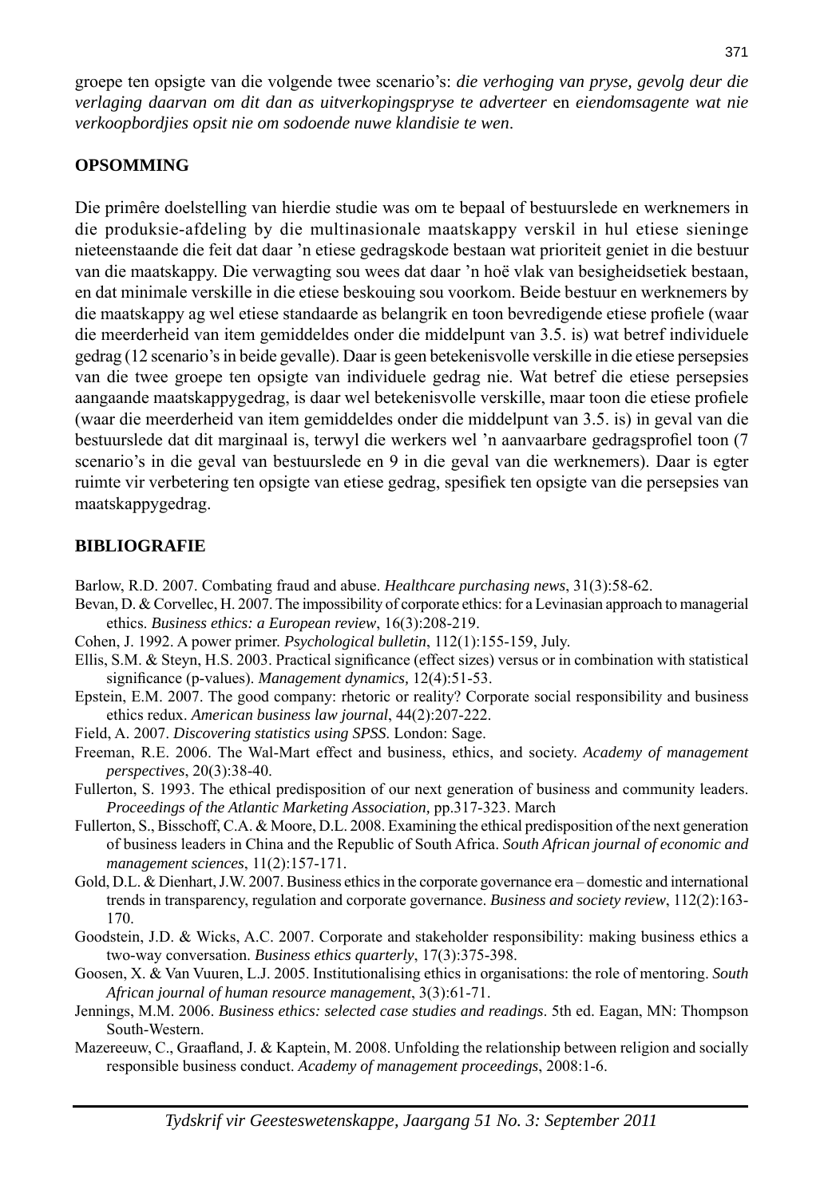groepe ten opsigte van die volgende twee scenario's: *die verhoging van pryse, gevolg deur die verlaging daarvan om dit dan as uitverkopingspryse te adverteer* en *eiendomsagente wat nie verkoopbordjies opsit nie om sodoende nuwe klandisie te wen*.

## OPSOMMING

Die primêre doelstelling van hierdie studie was om te bepaal of bestuurslede en werknemers in die produksie-afdeling by die multinasionale maatskappy verskil in hul etiese sieninge nieteenstaande die feit dat daar 'n etiese gedragskode bestaan wat prioriteit geniet in die bestuur van die maatskappy. Die verwagting sou wees dat daar 'n hoë vlak van besigheidsetiek bestaan, en dat minimale verskille in die etiese beskouing sou voorkom. Beide bestuur en werknemers by die maatskappy ag wel etiese standaarde as belangrik en toon bevredigende etiese profiele (waar die meerderheid van item gemiddeldes onder die middelpunt van 3.5. is) wat betref individuele gedrag (12 scenario's in beide gevalle). Daar is geen betekenisvolle verskille in die etiese persepsies van die twee groepe ten opsigte van individuele gedrag nie. Wat betref die etiese persepsies aangaande maatskappygedrag, is daar wel betekenisvolle verskille, maar toon die etiese profiele (waar die meerderheid van item gemiddeldes onder die middelpunt van 3.5. is) in geval van die bestuurslede dat dit marginaal is, terwyl die werkers wel 'n aanvaarbare gedragsprofiel toon (7 scenario's in die geval van bestuurslede en 9 in die geval van die werknemers). Daar is egter ruimte vir verbetering ten opsigte van etiese gedrag, spesifiek ten opsigte van die persepsies van maatskappygedrag.

## BIBLIOGRAFIE

Barlow, R.D. 2007. Combating fraud and abuse. *Healthcare purchasing news*, 31(3):58-62.

Bevan, D. & Corvellec, H. 2007. The impossibility of corporate ethics: for a Levinasian approach to managerial ethics. *Business ethics: a European review*, 16(3):208-219.

Cohen, J. 1992. A power primer. *Psychological bulletin*, 112(1):155-159, July.

Ellis, S.M. & Steyn, H.S. 2003. Practical significance (effect sizes) versus or in combination with statistical significance (p-values). *Management dynamics,* 12(4):51-53.

Epstein, E.M. 2007. The good company: rhetoric or reality? Corporate social responsibility and business ethics redux. *American business law journal*, 44(2):207-222.

Field, A. 2007. *Discovering statistics using SPSS*. London: Sage.

Freeman, R.E. 2006. The Wal-Mart effect and business, ethics, and society. *Academy of management perspectives*, 20(3):38-40.

Fullerton, S. 1993. The ethical predisposition of our next generation of business and community leaders. *Proceedings of the Atlantic Marketing Association,* pp.317-323. March

Fullerton, S., Bisschoff, C.A. & Moore, D.L. 2008. Examining the ethical predisposition of the next generation of business leaders in China and the Republic of South Africa. *South African journal of economic and management sciences*, 11(2):157-171.

Gold, D.L. & Dienhart, J.W. 2007. Business ethics in the corporate governance era – domestic and international trends in transparency, regulation and corporate governance. *Business and society review*, 112(2):163-170.

Goodstein, J.D. & Wicks, A.C. 2007. Corporate and stakeholder responsibility: making business ethics a two-way conversation. *Business ethics quarterly*, 17(3):375-398.

Goosen, X. & Van Vuuren, L.J. 2005. Institutionalising ethics in organisations: the role of mentoring. *South African journal of human resource management*, 3(3):61-71.

Jennings, M.M. 2006. *Business ethics: selected case studies and readings*. 5th ed. Eagan, MN: Thompson South-Western.

Mazereeuw, C., Graafland, J. & Kaptein, M. 2008. Unfolding the relationship between religion and socially responsible business conduct. *Academy of management proceedings*, 2008:1-6.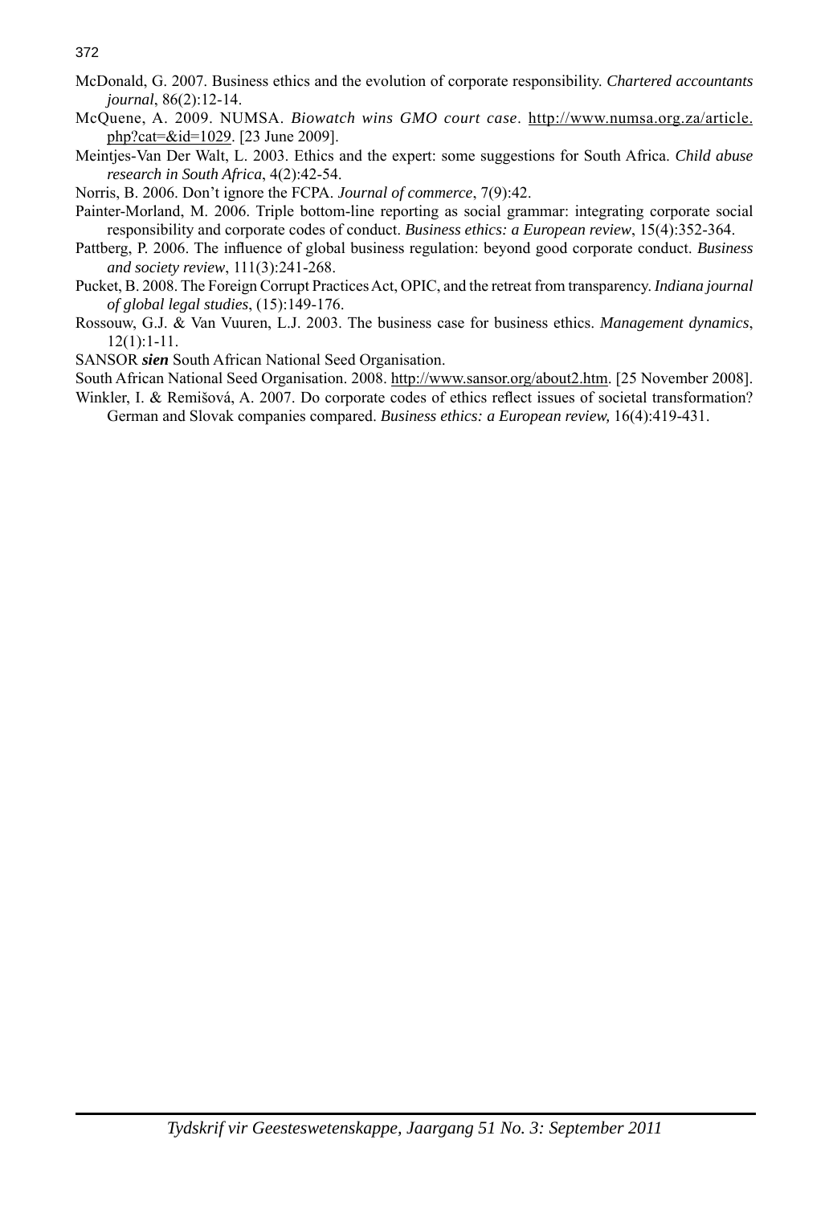McDonald, G. 2007. Business ethics and the evolution of corporate responsibility. *Chartered accountants journal*, 86(2):12-14.

McQuene, A. 2009. NUMSA. *Biowatch wins GMO court case*. http://www.numsa.org.za/article.php?cat=&id=1029. [23 June 2009].

Meintjes-Van Der Walt, L. 2003. Ethics and the expert: some suggestions for South Africa. *Child abuse research in South Africa*, 4(2):42-54.

Norris, B. 2006. Don't ignore the FCPA. *Journal of commerce*, 7(9):42.

Painter-Morland, M. 2006. Triple bottom-line reporting as social grammar: integrating corporate social responsibility and corporate codes of conduct. *Business ethics: a European review*, 15(4):352-364.

Pattberg, P. 2006. The influence of global business regulation: beyond good corporate conduct. *Business and society review*, 111(3):241-268.

Pucket, B. 2008. The Foreign Corrupt Practices Act, OPIC, and the retreat from transparency. *Indiana journal of global legal studies*, (15):149-176.

Rossouw, G.J. & Van Vuuren, L.J. 2003. The business case for business ethics. *Management dynamics*, 12(1):1-11.

SANSOR ***sien*** South African National Seed Organisation.

South African National Seed Organisation. 2008. http://www.sansor.org/about2.htm. [25 November 2008].

Winkler, I. & Remišová, A. 2007. Do corporate codes of ethics reflect issues of societal transformation? German and Slovak companies compared. *Business ethics: a European review,* 16(4):419-431.